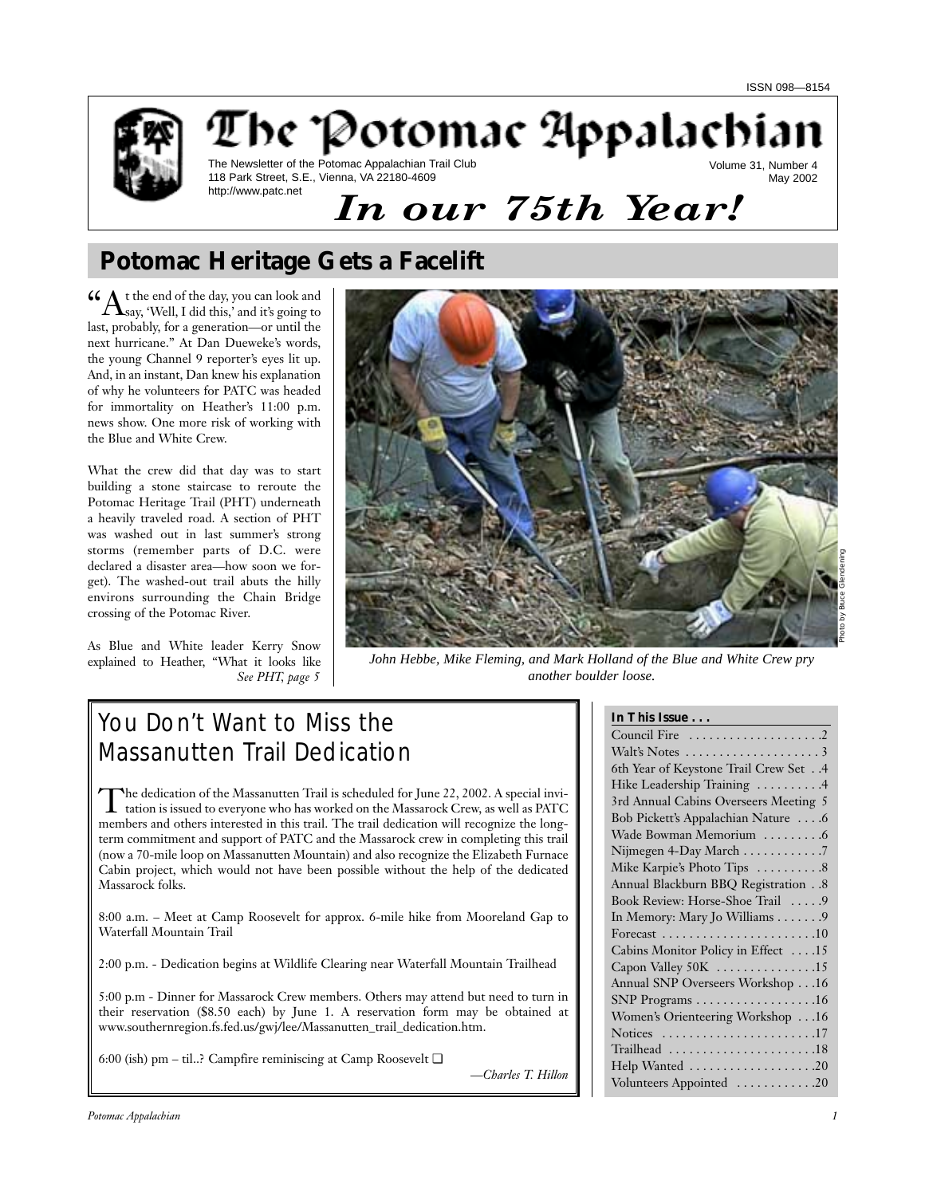ISSN 098—8154

# The Potomac Appalachian

The Newsletter of the Potomac Appalachian Trail Club
118 Park Street, S.E., Vienna, VA 22180-4609
http://www.patc.net

Volume 31, Number 4
May 2002

***In our 75th Year!***

## Potomac Heritage Gets a Facelift

"At the end of the day, you can look and say, 'Well, I did this,' and it's going to last, probably, for a generation—or until the next hurricane." At Dan Dueweke's words, the young Channel 9 reporter's eyes lit up. And, in an instant, Dan knew his explanation of why he volunteers for PATC was headed for immortality on Heather's 11:00 p.m. news show. One more risk of working with the Blue and White Crew.

What the crew did that day was to start building a stone staircase to reroute the Potomac Heritage Trail (PHT) underneath a heavily traveled road. A section of PHT was washed out in last summer's strong storms (remember parts of D.C. were declared a disaster area—how soon we forget). The washed-out trail abuts the hilly environs surrounding the Chain Bridge crossing of the Potomac River.

As Blue and White leader Kerry Snow explained to Heather, "What it looks like *See PHT, page 5*

Photo by Bruce Glendening

*John Hebbe, Mike Fleming, and Mark Holland of the Blue and White Crew pry another boulder loose.*

## You Don't Want to Miss the Massanutten Trail Dedication

The dedication of the Massanutten Trail is scheduled for June 22, 2002. A special invitation is issued to everyone who has worked on the Massarock Crew, as well as PATC members and others interested in this trail. The trail dedication will recognize the long-term commitment and support of PATC and the Massarock crew in completing this trail (now a 70-mile loop on Massanutten Mountain) and also recognize the Elizabeth Furnace Cabin project, which would not have been possible without the help of the dedicated Massarock folks.

8:00 a.m. – Meet at Camp Roosevelt for approx. 6-mile hike from Mooreland Gap to Waterfall Mountain Trail

2:00 p.m. - Dedication begins at Wildlife Clearing near Waterfall Mountain Trailhead

5:00 p.m - Dinner for Massarock Crew members. Others may attend but need to turn in their reservation ($8.50 each) by June 1. A reservation form may be obtained at www.southernregion.fs.fed.us/gwj/lee/Massanutten_trail_dedication.htm.

6:00 (ish) pm – til..? Campfire reminiscing at Camp Roosevelt ❑

*—Charles T. Hillon*

**In This Issue . . .**

| | |
|---|---|
| Council Fire | 2 |
| Walt's Notes | 3 |
| 6th Year of Keystone Trail Crew Set | 4 |
| Hike Leadership Training | 4 |
| 3rd Annual Cabins Overseers Meeting | 5 |
| Bob Pickett's Appalachian Nature | 6 |
| Wade Bowman Memorium | 6 |
| Nijmegen 4-Day March | 7 |
| Mike Karpie's Photo Tips | 8 |
| Annual Blackburn BBQ Registration | 8 |
| Book Review: Horse-Shoe Trail | 9 |
| In Memory: Mary Jo Williams | 9 |
| Forecast | 10 |
| Cabins Monitor Policy in Effect | 15 |
| Capon Valley 50K | 15 |
| Annual SNP Overseers Workshop | 16 |
| SNP Programs | 16 |
| Women's Orienteering Workshop | 16 |
| Notices | 17 |
| Trailhead | 18 |
| Help Wanted | 20 |
| Volunteers Appointed | 20 |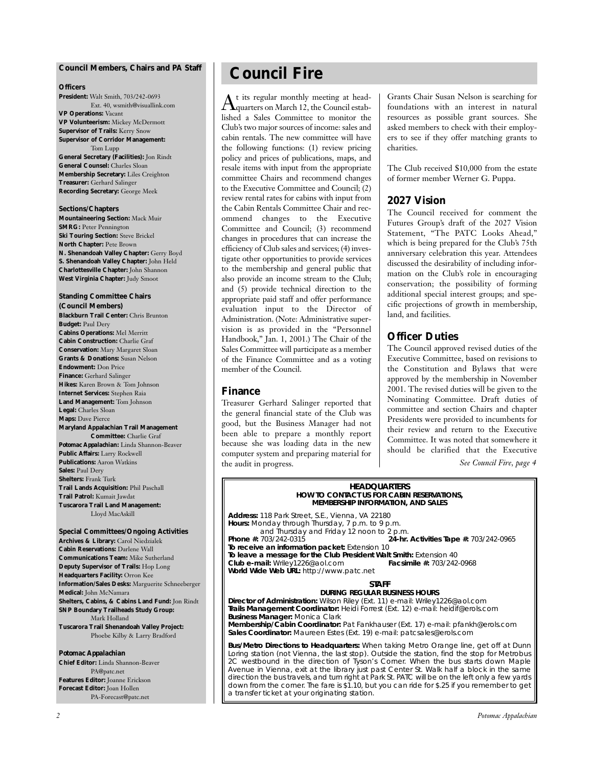## Council Members, Chairs and PA Staff

### Officers

**President:** Walt Smith, 703/242-0693 Ext. 40, wsmith@visuallink.com
**VP Operations:** Vacant
**VP Volunteerism:** Mickey McDermott
**Supervisor of Trails:** Kerry Snow
**Supervisor of Corridor Management:** Tom Lupp
**General Secretary (Facilities):** Jon Rindt
**General Counsel:** Charles Sloan
**Membership Secretary:** Liles Creighton
**Treasurer:** Gerhard Salinger
**Recording Secretary:** George Meek

### Sections/Chapters

**Mountaineering Section:** Mack Muir
**SMRG:** Peter Pennington
**Ski Touring Section:** Steve Brickel
**North Chapter:** Pete Brown
**N. Shenandoah Valley Chapter:** Gerry Boyd
**S. Shenandoah Valley Chapter:** John Held
**Charlottesville Chapter:** John Shannon
**West Virginia Chapter:** Judy Smoot

### Standing Committee Chairs (Council Members)

**Blackburn Trail Center:** Chris Brunton
**Budget:** Paul Dery
**Cabins Operations:** Mel Merritt
**Cabin Construction:** Charlie Graf
**Conservation:** Mary Margaret Sloan
**Grants & Donations:** Susan Nelson
**Endowment:** Don Price
**Finance:** Gerhard Salinger
**Hikes:** Karen Brown & Tom Johnson
**Internet Services:** Stephen Raia
**Land Management:** Tom Johnson
**Legal:** Charles Sloan
**Maps:** Dave Pierce
**Maryland Appalachian Trail Management Committee:** Charlie Graf
**Potomac Appalachian:** Linda Shannon-Beaver
**Public Affairs:** Larry Rockwell
**Publications:** Aaron Watkins
**Sales:** Paul Dery
**Shelters:** Frank Turk
**Trail Lands Acquisition:** Phil Paschall
**Trail Patrol:** Kumait Jawdat
**Tuscarora Trail Land Management:** Lloyd MacAskill

### Special Committees/Ongoing Activities

**Archives & Library:** Carol Niedzialek
**Cabin Reservations:** Darlene Wall
**Communications Team:** Mike Sutherland
**Deputy Supervisor of Trails:** Hop Long
**Headquarters Facility:** Orron Kee
**Information/Sales Desks:** Marguerite Schneeberger
**Medical:** John McNamara
**Shelters, Cabins, & Cabins Land Fund:** Jon Rindt
**SNP Boundary Trailheads Study Group:** Mark Holland
**Tuscarora Trail Shenandoah Valley Project:** Phoebe Kilby & Larry Bradford

### Potomac Appalachian

**Chief Editor:** Linda Shannon-Beaver PA@patc.net
**Features Editor:** Joanne Erickson
**Forecast Editor:** Joan Hollen PA-Forecast@patc.net

# Council Fire

At its regular monthly meeting at headquarters on March 12, the Council established a Sales Committee to monitor the Club's two major sources of income: sales and cabin rentals. The new committee will have the following functions: (1) review pricing policy and prices of publications, maps, and resale items with input from the appropriate committee Chairs and recommend changes to the Executive Committee and Council; (2) review rental rates for cabins with input from the Cabin Rentals Committee Chair and recommend changes to the Executive Committee and Council; (3) recommend changes in procedures that can increase the efficiency of Club sales and services; (4) investigate other opportunities to provide services to the membership and general public that also provide an income stream to the Club; and (5) provide technical direction to the appropriate paid staff and offer performance evaluation input to the Director of Administration. (Note: Administrative supervision is as provided in the "Personnel Handbook," Jan. 1, 2001.) The Chair of the Sales Committee will participate as a member of the Finance Committee and as a voting member of the Council.

## Finance

Treasurer Gerhard Salinger reported that the general financial state of the Club was good, but the Business Manager had not been able to prepare a monthly report because she was loading data in the new computer system and preparing material for the audit in progress.

Grants Chair Susan Nelson is searching for foundations with an interest in natural resources as possible grant sources. She asked members to check with their employers to see if they offer matching grants to charities.

The Club received $10,000 from the estate of former member Werner G. Puppa.

## 2027 Vision

The Council received for comment the Futures Group's draft of the 2027 Vision Statement, "The PATC Looks Ahead," which is being prepared for the Club's 75th anniversary celebration this year. Attendees discussed the desirability of including information on the Club's role in encouraging conservation; the possibility of forming additional special interest groups; and specific projections of growth in membership, land, and facilities.

## Officer Duties

The Council approved revised duties of the Executive Committee, based on revisions to the Constitution and Bylaws that were approved by the membership in November 2001. The revised duties will be given to the Nominating Committee. Draft duties of committee and section Chairs and chapter Presidents were provided to incumbents for their review and return to the Executive Committee. It was noted that somewhere it should be clarified that the Executive

*See Council Fire, page 4*

---

**HEADQUARTERS**
**HOW TO CONTACT US FOR CABIN RESERVATIONS, MEMBERSHIP INFORMATION, AND SALES**

**Address:** 118 Park Street, S.E., Vienna, VA 22180
**Hours:** Monday through Thursday, 7 p.m. to 9 p.m. and Thursday and Friday 12 noon to 2 p.m.
**Phone #:** 703/242-0315 **24-hr. Activities Tape #:** 703/242-0965
**To receive an information packet:** Extension 10
**To leave a message for the Club President Walt Smith:** Extension 40
**Club e-mail:** Wriley1226@aol.com **Facsimile #:** 703/242-0968
**World Wide Web URL:** http://www.patc.net

**STAFF**
**DURING REGULAR BUSINESS HOURS**

**Director of Administration:** Wilson Riley (Ext. 11) e-mail: Wriley1226@aol.com
**Trails Management Coordinator:** Heidi Forrest (Ext. 12) e-mail: heidif@erols.com
**Business Manager:** Monica Clark
**Membership/Cabin Coordinator:** Pat Fankhauser (Ext. 17) e-mail: pfankh@erols.com
**Sales Coordinator:** Maureen Estes (Ext. 19) e-mail: patcsales@erols.com

**Bus/Metro Directions to Headquarters:** When taking Metro Orange line, get off at Dunn Loring station (not Vienna, the last stop). Outside the station, find the stop for Metrobus 2C westbound in the direction of Tyson's Corner. When the bus starts down Maple Avenue in Vienna, exit at the library just past Center St. Walk half a block in the same direction the bus travels, and turn right at Park St. PATC will be on the left only a few yards down from the corner. The fare is $1.10, but you can ride for $.25 if you remember to get a transfer ticket at your originating station.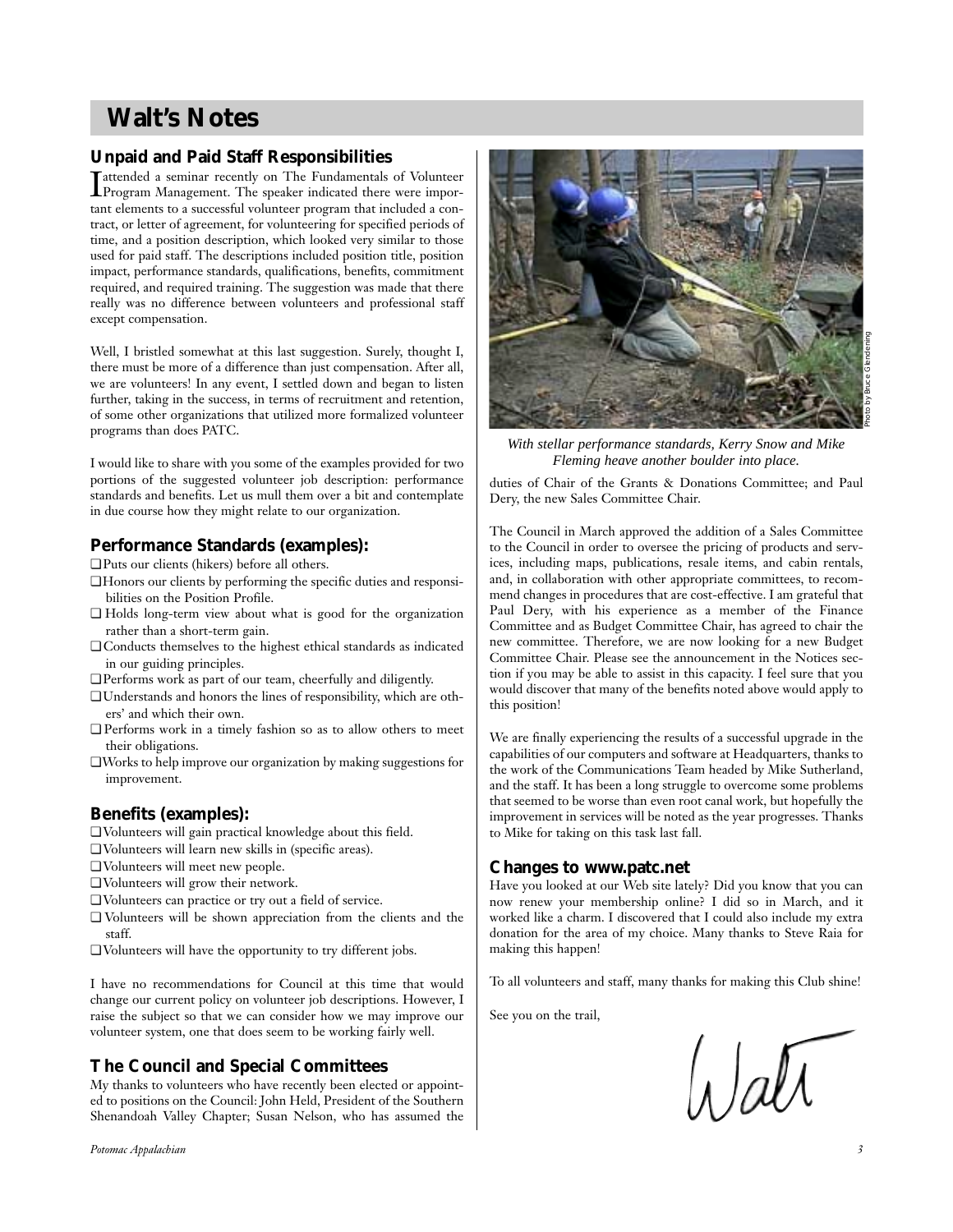# Walt's Notes

## Unpaid and Paid Staff Responsibilities

I attended a seminar recently on The Fundamentals of Volunteer Program Management. The speaker indicated there were important elements to a successful volunteer program that included a contract, or letter of agreement, for volunteering for specified periods of time, and a position description, which looked very similar to those used for paid staff. The descriptions included position title, position impact, performance standards, qualifications, benefits, commitment required, and required training. The suggestion was made that there really was no difference between volunteers and professional staff except compensation.

Well, I bristled somewhat at this last suggestion. Surely, thought I, there must be more of a difference than just compensation. After all, we are volunteers! In any event, I settled down and began to listen further, taking in the success, in terms of recruitment and retention, of some other organizations that utilized more formalized volunteer programs than does PATC.

I would like to share with you some of the examples provided for two portions of the suggested volunteer job description: performance standards and benefits. Let us mull them over a bit and contemplate in due course how they might relate to our organization.

## Performance Standards (examples):

- ❑ Puts our clients (hikers) before all others.
- ❑ Honors our clients by performing the specific duties and responsibilities on the Position Profile.
- ❑ Holds long-term view about what is good for the organization rather than a short-term gain.
- ❑ Conducts themselves to the highest ethical standards as indicated in our guiding principles.
- ❑ Performs work as part of our team, cheerfully and diligently.
- ❑ Understands and honors the lines of responsibility, which are others' and which their own.
- ❑ Performs work in a timely fashion so as to allow others to meet their obligations.
- ❑ Works to help improve our organization by making suggestions for improvement.

## Benefits (examples):

- ❑ Volunteers will gain practical knowledge about this field.
- ❑ Volunteers will learn new skills in (specific areas).
- ❑ Volunteers will meet new people.
- ❑ Volunteers will grow their network.
- ❑ Volunteers can practice or try out a field of service.
- ❑ Volunteers will be shown appreciation from the clients and the staff.
- ❑ Volunteers will have the opportunity to try different jobs.

I have no recommendations for Council at this time that would change our current policy on volunteer job descriptions. However, I raise the subject so that we can consider how we may improve our volunteer system, one that does seem to be working fairly well.

## The Council and Special Committees

My thanks to volunteers who have recently been elected or appointed to positions on the Council: John Held, President of the Southern Shenandoah Valley Chapter; Susan Nelson, who has assumed the duties of Chair of the Grants & Donations Committee; and Paul Dery, the new Sales Committee Chair.

Photo by Bruce Glendening

*With stellar performance standards, Kerry Snow and Mike Fleming heave another boulder into place.*

The Council in March approved the addition of a Sales Committee to the Council in order to oversee the pricing of products and services, including maps, publications, resale items, and cabin rentals, and, in collaboration with other appropriate committees, to recommend changes in procedures that are cost-effective. I am grateful that Paul Dery, with his experience as a member of the Finance Committee and as Budget Committee Chair, has agreed to chair the new committee. Therefore, we are now looking for a new Budget Committee Chair. Please see the announcement in the Notices section if you may be able to assist in this capacity. I feel sure that you would discover that many of the benefits noted above would apply to this position!

We are finally experiencing the results of a successful upgrade in the capabilities of our computers and software at Headquarters, thanks to the work of the Communications Team headed by Mike Sutherland, and the staff. It has been a long struggle to overcome some problems that seemed to be worse than even root canal work, but hopefully the improvement in services will be noted as the year progresses. Thanks to Mike for taking on this task last fall.

## Changes to www.patc.net

Have you looked at our Web site lately? Did you know that you can now renew your membership online? I did so in March, and it worked like a charm. I discovered that I could also include my extra donation for the area of my choice. Many thanks to Steve Raia for making this happen!

To all volunteers and staff, many thanks for making this Club shine!

See you on the trail,

Walt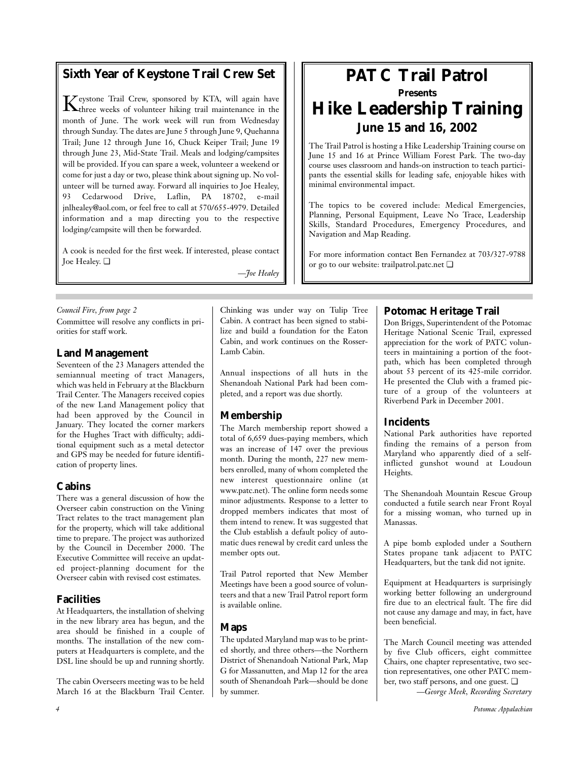## Sixth Year of Keystone Trail Crew Set

Keystone Trail Crew, sponsored by KTA, will again have three weeks of volunteer hiking trail maintenance in the month of June. The work week will run from Wednesday through Sunday. The dates are June 5 through June 9, Quehanna Trail; June 12 through June 16, Chuck Keiper Trail; June 19 through June 23, Mid-State Trail. Meals and lodging/campsites will be provided. If you can spare a week, volunteer a weekend or come for just a day or two, please think about signing up. No volunteer will be turned away. Forward all inquiries to Joe Healey, 93 Cedarwood Drive, Laflin, PA 18702, e-mail jnlhealey@aol.com, or feel free to call at 570/655-4979. Detailed information and a map directing you to the respective lodging/campsite will then be forwarded.

A cook is needed for the first week. If interested, please contact Joe Healey. ❑

*—Joe Healey*

# PATC Trail Patrol

### Presents

## Hike Leadership Training

### June 15 and 16, 2002

The Trail Patrol is hosting a Hike Leadership Training course on June 15 and 16 at Prince William Forest Park. The two-day course uses classroom and hands-on instruction to teach participants the essential skills for leading safe, enjoyable hikes with minimal environmental impact.

The topics to be covered include: Medical Emergencies, Planning, Personal Equipment, Leave No Trace, Leadership Skills, Standard Procedures, Emergency Procedures, and Navigation and Map Reading.

For more information contact Ben Fernandez at 703/327-9788 or go to our website: trailpatrol.patc.net ❑

*Council Fire, from page 2*

Committee will resolve any conflicts in priorities for staff work.

### Land Management

Seventeen of the 23 Managers attended the semiannual meeting of tract Managers, which was held in February at the Blackburn Trail Center. The Managers received copies of the new Land Management policy that had been approved by the Council in January. They located the corner markers for the Hughes Tract with difficulty; additional equipment such as a metal detector and GPS may be needed for future identification of property lines.

### Cabins

There was a general discussion of how the Overseer cabin construction on the Vining Tract relates to the tract management plan for the property, which will take additional time to prepare. The project was authorized by the Council in December 2000. The Executive Committee will receive an updated project-planning document for the Overseer cabin with revised cost estimates.

### Facilities

At Headquarters, the installation of shelving in the new library area has begun, and the area should be finished in a couple of months. The installation of the new computers at Headquarters is complete, and the DSL line should be up and running shortly.

The cabin Overseers meeting was to be held March 16 at the Blackburn Trail Center. Chinking was under way on Tulip Tree Cabin. A contract has been signed to stabilize and build a foundation for the Eaton Cabin, and work continues on the Rosser-Lamb Cabin.

Annual inspections of all huts in the Shenandoah National Park had been completed, and a report was due shortly.

### Membership

The March membership report showed a total of 6,659 dues-paying members, which was an increase of 147 over the previous month. During the month, 227 new members enrolled, many of whom completed the new interest questionnaire online (at www.patc.net). The online form needs some minor adjustments. Response to a letter to dropped members indicates that most of them intend to renew. It was suggested that the Club establish a default policy of automatic dues renewal by credit card unless the member opts out.

Trail Patrol reported that New Member Meetings have been a good source of volunteers and that a new Trail Patrol report form is available online.

### Maps

The updated Maryland map was to be printed shortly, and three others—the Northern District of Shenandoah National Park, Map G for Massanutten, and Map 12 for the area south of Shenandoah Park—should be done by summer.

### Potomac Heritage Trail

Don Briggs, Superintendent of the Potomac Heritage National Scenic Trail, expressed appreciation for the work of PATC volunteers in maintaining a portion of the footpath, which has been completed through about 53 percent of its 425-mile corridor. He presented the Club with a framed picture of a group of the volunteers at Riverbend Park in December 2001.

### Incidents

National Park authorities have reported finding the remains of a person from Maryland who apparently died of a self-inflicted gunshot wound at Loudoun Heights.

The Shenandoah Mountain Rescue Group conducted a futile search near Front Royal for a missing woman, who turned up in Manassas.

A pipe bomb exploded under a Southern States propane tank adjacent to PATC Headquarters, but the tank did not ignite.

Equipment at Headquarters is surprisingly working better following an underground fire due to an electrical fault. The fire did not cause any damage and may, in fact, have been beneficial.

The March Council meeting was attended by five Club officers, eight committee Chairs, one chapter representative, two section representatives, one other PATC member, two staff persons, and one guest. ❑

*—George Meek, Recording Secretary*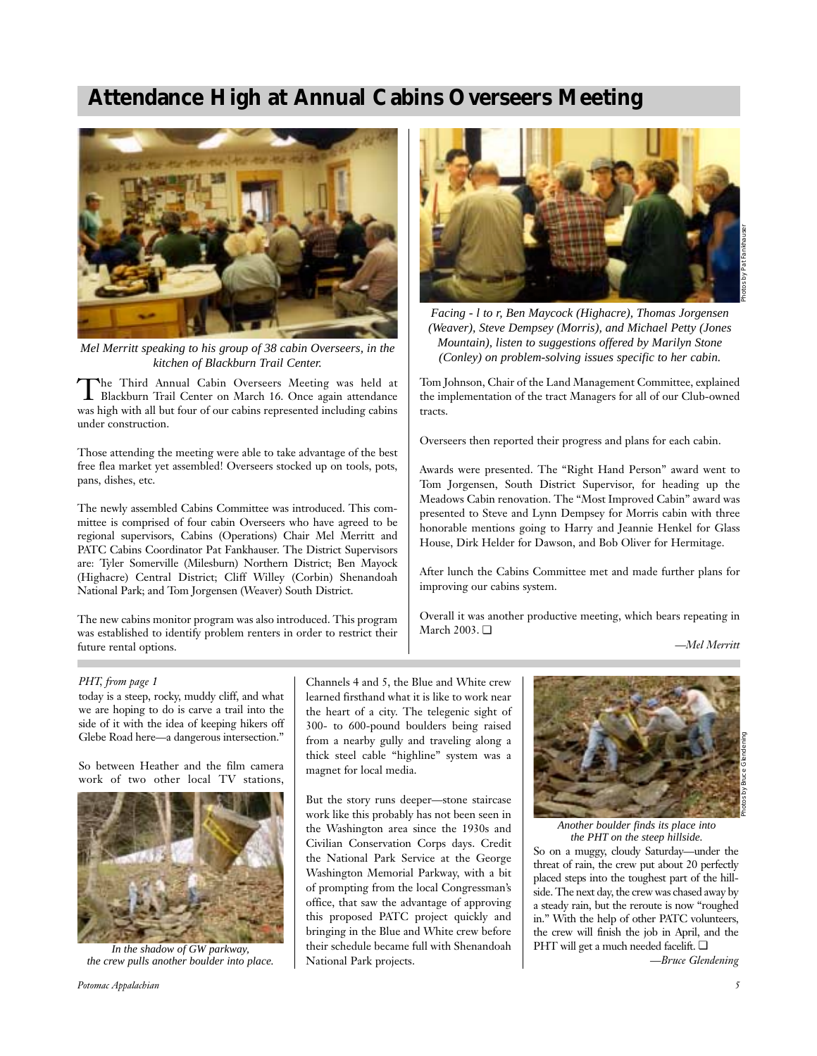# Attendance High at Annual Cabins Overseers Meeting

*Mel Merritt speaking to his group of 38 cabin Overseers, in the kitchen of Blackburn Trail Center.*

The Third Annual Cabin Overseers Meeting was held at Blackburn Trail Center on March 16. Once again attendance was high with all but four of our cabins represented including cabins under construction.

Those attending the meeting were able to take advantage of the best free flea market yet assembled! Overseers stocked up on tools, pots, pans, dishes, etc.

The newly assembled Cabins Committee was introduced. This committee is comprised of four cabin Overseers who have agreed to be regional supervisors, Cabins (Operations) Chair Mel Merritt and PATC Cabins Coordinator Pat Fankhauser. The District Supervisors are: Tyler Somerville (Milesburn) Northern District; Ben Mayock (Highacre) Central District; Cliff Willey (Corbin) Shenandoah National Park; and Tom Jorgensen (Weaver) South District.

The new cabins monitor program was also introduced. This program was established to identify problem renters in order to restrict their future rental options.

*Facing - l to r, Ben Maycock (Highacre), Thomas Jorgensen (Weaver), Steve Dempsey (Morris), and Michael Petty (Jones Mountain), listen to suggestions offered by Marilyn Stone (Conley) on problem-solving issues specific to her cabin.*

Photos by Pat Fankhauser

Tom Johnson, Chair of the Land Management Committee, explained the implementation of the tract Managers for all of our Club-owned tracts.

Overseers then reported their progress and plans for each cabin.

Awards were presented. The "Right Hand Person" award went to Tom Jorgensen, South District Supervisor, for heading up the Meadows Cabin renovation. The "Most Improved Cabin" award was presented to Steve and Lynn Dempsey for Morris cabin with three honorable mentions going to Harry and Jeannie Henkel for Glass House, Dirk Helder for Dawson, and Bob Oliver for Hermitage.

After lunch the Cabins Committee met and made further plans for improving our cabins system.

Overall it was another productive meeting, which bears repeating in March 2003. ❑

*—Mel Merritt*

---

*PHT, from page 1*

today is a steep, rocky, muddy cliff, and what we are hoping to do is carve a trail into the side of it with the idea of keeping hikers off Glebe Road here—a dangerous intersection."

So between Heather and the film camera work of two other local TV stations, Channels 4 and 5, the Blue and White crew learned firsthand what it is like to work near the heart of a city. The telegenic sight of 300- to 600-pound boulders being raised from a nearby gully and traveling along a thick steel cable "highline" system was a magnet for local media.

*In the shadow of GW parkway, the crew pulls another boulder into place.*

But the story runs deeper—stone staircase work like this probably has not been seen in the Washington area since the 1930s and Civilian Conservation Corps days. Credit the National Park Service at the George Washington Memorial Parkway, with a bit of prompting from the local Congressman's office, that saw the advantage of approving this proposed PATC project quickly and bringing in the Blue and White crew before their schedule became full with Shenandoah National Park projects.

*Another boulder finds its place into the PHT on the steep hillside.*

Photos by Bruce Glendening

So on a muggy, cloudy Saturday—under the threat of rain, the crew put about 20 perfectly placed steps into the toughest part of the hillside. The next day, the crew was chased away by a steady rain, but the reroute is now "roughed in." With the help of other PATC volunteers, the crew will finish the job in April, and the PHT will get a much needed facelift. ❑

*—Bruce Glendening*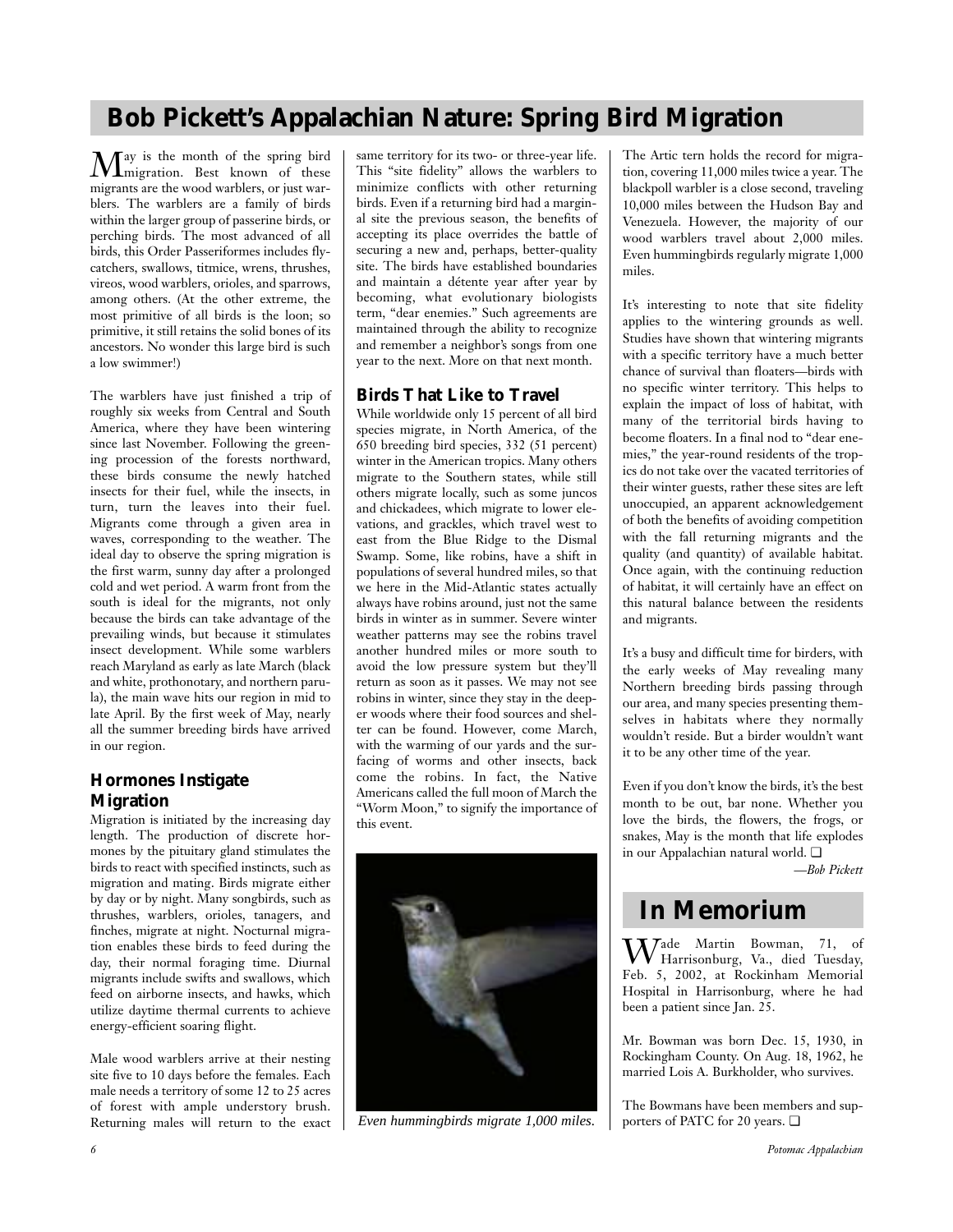# Bob Pickett's Appalachian Nature: Spring Bird Migration

May is the month of the spring bird migration. Best known of these migrants are the wood warblers, or just warblers. The warblers are a family of birds within the larger group of passerine birds, or perching birds. The most advanced of all birds, this Order Passeriformes includes flycatchers, swallows, titmice, wrens, thrushes, vireos, wood warblers, orioles, and sparrows, among others. (At the other extreme, the most primitive of all birds is the loon; so primitive, it still retains the solid bones of its ancestors. No wonder this large bird is such a low swimmer!)

The warblers have just finished a trip of roughly six weeks from Central and South America, where they have been wintering since last November. Following the greening procession of the forests northward, these birds consume the newly hatched insects for their fuel, while the insects, in turn, turn the leaves into their fuel. Migrants come through a given area in waves, corresponding to the weather. The ideal day to observe the spring migration is the first warm, sunny day after a prolonged cold and wet period. A warm front from the south is ideal for the migrants, not only because the birds can take advantage of the prevailing winds, but because it stimulates insect development. While some warblers reach Maryland as early as late March (black and white, prothonotary, and northern parula), the main wave hits our region in mid to late April. By the first week of May, nearly all the summer breeding birds have arrived in our region.

## Hormones Instigate Migration

Migration is initiated by the increasing day length. The production of discrete hormones by the pituitary gland stimulates the birds to react with specified instincts, such as migration and mating. Birds migrate either by day or by night. Many songbirds, such as thrushes, warblers, orioles, tanagers, and finches, migrate at night. Nocturnal migration enables these birds to feed during the day, their normal foraging time. Diurnal migrants include swifts and swallows, which feed on airborne insects, and hawks, which utilize daytime thermal currents to achieve energy-efficient soaring flight.

Male wood warblers arrive at their nesting site five to 10 days before the females. Each male needs a territory of some 12 to 25 acres of forest with ample understory brush. Returning males will return to the exact same territory for its two- or three-year life. This "site fidelity" allows the warblers to minimize conflicts with other returning birds. Even if a returning bird had a marginal site the previous season, the benefits of accepting its place overrides the battle of securing a new and, perhaps, better-quality site. The birds have established boundaries and maintain a détente year after year by becoming, what evolutionary biologists term, "dear enemies." Such agreements are maintained through the ability to recognize and remember a neighbor's songs from one year to the next. More on that next month.

## Birds That Like to Travel

While worldwide only 15 percent of all bird species migrate, in North America, of the 650 breeding bird species, 332 (51 percent) winter in the American tropics. Many others migrate to the Southern states, while still others migrate locally, such as some juncos and chickadees, which migrate to lower elevations, and grackles, which travel west to east from the Blue Ridge to the Dismal Swamp. Some, like robins, have a shift in populations of several hundred miles, so that we here in the Mid-Atlantic states actually always have robins around, just not the same birds in winter as in summer. Severe winter weather patterns may see the robins travel another hundred miles or more south to avoid the low pressure system but they'll return as soon as it passes. We may not see robins in winter, since they stay in the deeper woods where their food sources and shelter can be found. However, come March, with the warming of our yards and the surfacing of worms and other insects, back come the robins. In fact, the Native Americans called the full moon of March the "Worm Moon," to signify the importance of this event.

*Even hummingbirds migrate 1,000 miles.*

The Artic tern holds the record for migration, covering 11,000 miles twice a year. The blackpoll warbler is a close second, traveling 10,000 miles between the Hudson Bay and Venezuela. However, the majority of our wood warblers travel about 2,000 miles. Even hummingbirds regularly migrate 1,000 miles.

It's interesting to note that site fidelity applies to the wintering grounds as well. Studies have shown that wintering migrants with a specific territory have a much better chance of survival than floaters—birds with no specific winter territory. This helps to explain the impact of loss of habitat, with many of the territorial birds having to become floaters. In a final nod to "dear enemies," the year-round residents of the tropics do not take over the vacated territories of their winter guests, rather these sites are left unoccupied, an apparent acknowledgement of both the benefits of avoiding competition with the fall returning migrants and the quality (and quantity) of available habitat. Once again, with the continuing reduction of habitat, it will certainly have an effect on this natural balance between the residents and migrants.

It's a busy and difficult time for birders, with the early weeks of May revealing many Northern breeding birds passing through our area, and many species presenting themselves in habitats where they normally wouldn't reside. But a birder wouldn't want it to be any other time of the year.

Even if you don't know the birds, it's the best month to be out, bar none. Whether you love the birds, the flowers, the frogs, or snakes, May is the month that life explodes in our Appalachian natural world. ❑

*—Bob Pickett*

# In Memorium

Wade Martin Bowman, 71, of Harrisonburg, Va., died Tuesday, Feb. 5, 2002, at Rockinham Memorial Hospital in Harrisonburg, where he had been a patient since Jan. 25.

Mr. Bowman was born Dec. 15, 1930, in Rockingham County. On Aug. 18, 1962, he married Lois A. Burkholder, who survives.

The Bowmans have been members and supporters of PATC for 20 years. ❑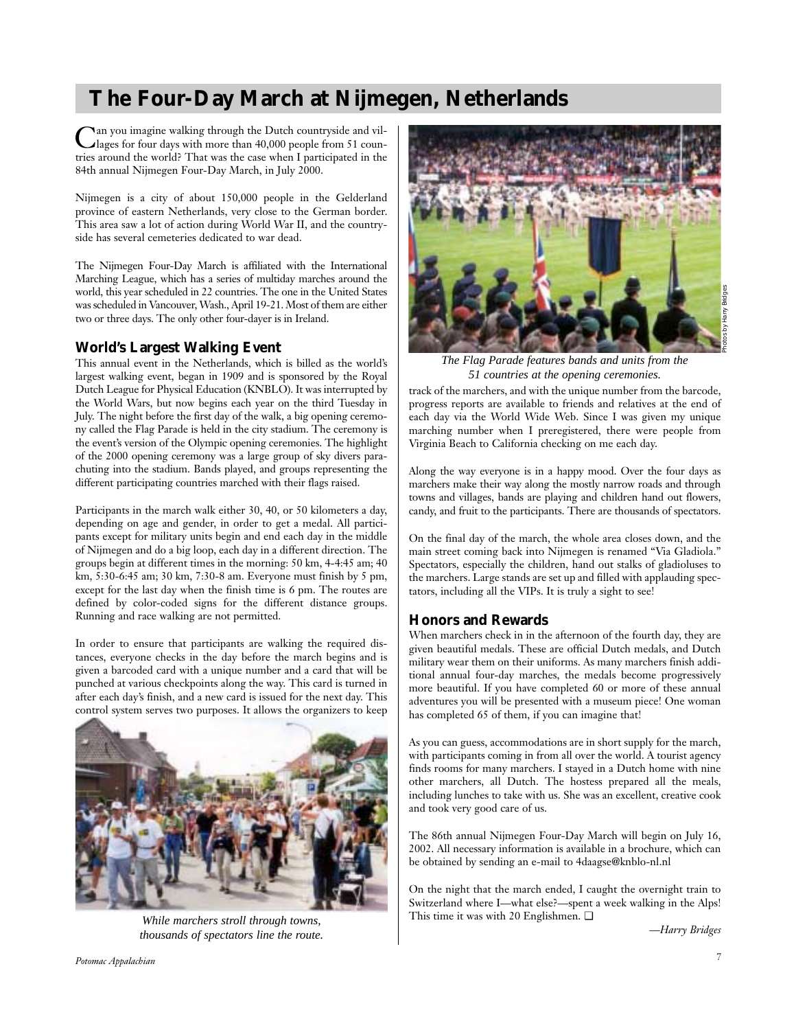# The Four-Day March at Nijmegen, Netherlands

Can you imagine walking through the Dutch countryside and villages for four days with more than 40,000 people from 51 countries around the world? That was the case when I participated in the 84th annual Nijmegen Four-Day March, in July 2000.

Nijmegen is a city of about 150,000 people in the Gelderland province of eastern Netherlands, very close to the German border. This area saw a lot of action during World War II, and the countryside has several cemeteries dedicated to war dead.

The Nijmegen Four-Day March is affiliated with the International Marching League, which has a series of multiday marches around the world, this year scheduled in 22 countries. The one in the United States was scheduled in Vancouver, Wash., April 19-21. Most of them are either two or three days. The only other four-dayer is in Ireland.

## World's Largest Walking Event

This annual event in the Netherlands, which is billed as the world's largest walking event, began in 1909 and is sponsored by the Royal Dutch League for Physical Education (KNBLO). It was interrupted by the World Wars, but now begins each year on the third Tuesday in July. The night before the first day of the walk, a big opening ceremony called the Flag Parade is held in the city stadium. The ceremony is the event's version of the Olympic opening ceremonies. The highlight of the 2000 opening ceremony was a large group of sky divers parachuting into the stadium. Bands played, and groups representing the different participating countries marched with their flags raised.

Participants in the march walk either 30, 40, or 50 kilometers a day, depending on age and gender, in order to get a medal. All participants except for military units begin and end each day in the middle of Nijmegen and do a big loop, each day in a different direction. The groups begin at different times in the morning: 50 km, 4-4:45 am; 40 km, 5:30-6:45 am; 30 km, 7:30-8 am. Everyone must finish by 5 pm, except for the last day when the finish time is 6 pm. The routes are defined by color-coded signs for the different distance groups. Running and race walking are not permitted.

In order to ensure that participants are walking the required distances, everyone checks in the day before the march begins and is given a barcoded card with a unique number and a card that will be punched at various checkpoints along the way. This card is turned in after each day's finish, and a new card is issued for the next day. This control system serves two purposes. It allows the organizers to keep track of the marchers, and with the unique number from the barcode, progress reports are available to friends and relatives at the end of each day via the World Wide Web. Since I was given my unique marching number when I preregistered, there were people from Virginia Beach to California checking on me each day.

*While marchers stroll through towns, thousands of spectators line the route.*

*The Flag Parade features bands and units from the 51 countries at the opening ceremonies.*

Photos by Harry Bridges

Along the way everyone is in a happy mood. Over the four days as marchers make their way along the mostly narrow roads and through towns and villages, bands are playing and children hand out flowers, candy, and fruit to the participants. There are thousands of spectators.

On the final day of the march, the whole area closes down, and the main street coming back into Nijmegen is renamed "Via Gladiola." Spectators, especially the children, hand out stalks of gladioluses to the marchers. Large stands are set up and filled with applauding spectators, including all the VIPs. It is truly a sight to see!

## Honors and Rewards

When marchers check in in the afternoon of the fourth day, they are given beautiful medals. These are official Dutch medals, and Dutch military wear them on their uniforms. As many marchers finish additional annual four-day marches, the medals become progressively more beautiful. If you have completed 60 or more of these annual adventures you will be presented with a museum piece! One woman has completed 65 of them, if you can imagine that!

As you can guess, accommodations are in short supply for the march, with participants coming in from all over the world. A tourist agency finds rooms for many marchers. I stayed in a Dutch home with nine other marchers, all Dutch. The hostess prepared all the meals, including lunches to take with us. She was an excellent, creative cook and took very good care of us.

The 86th annual Nijmegen Four-Day March will begin on July 16, 2002. All necessary information is available in a brochure, which can be obtained by sending an e-mail to 4daagse@knblo-nl.nl

On the night that the march ended, I caught the overnight train to Switzerland where I—what else?—spent a week walking in the Alps! This time it was with 20 Englishmen. ❑

*—Harry Bridges*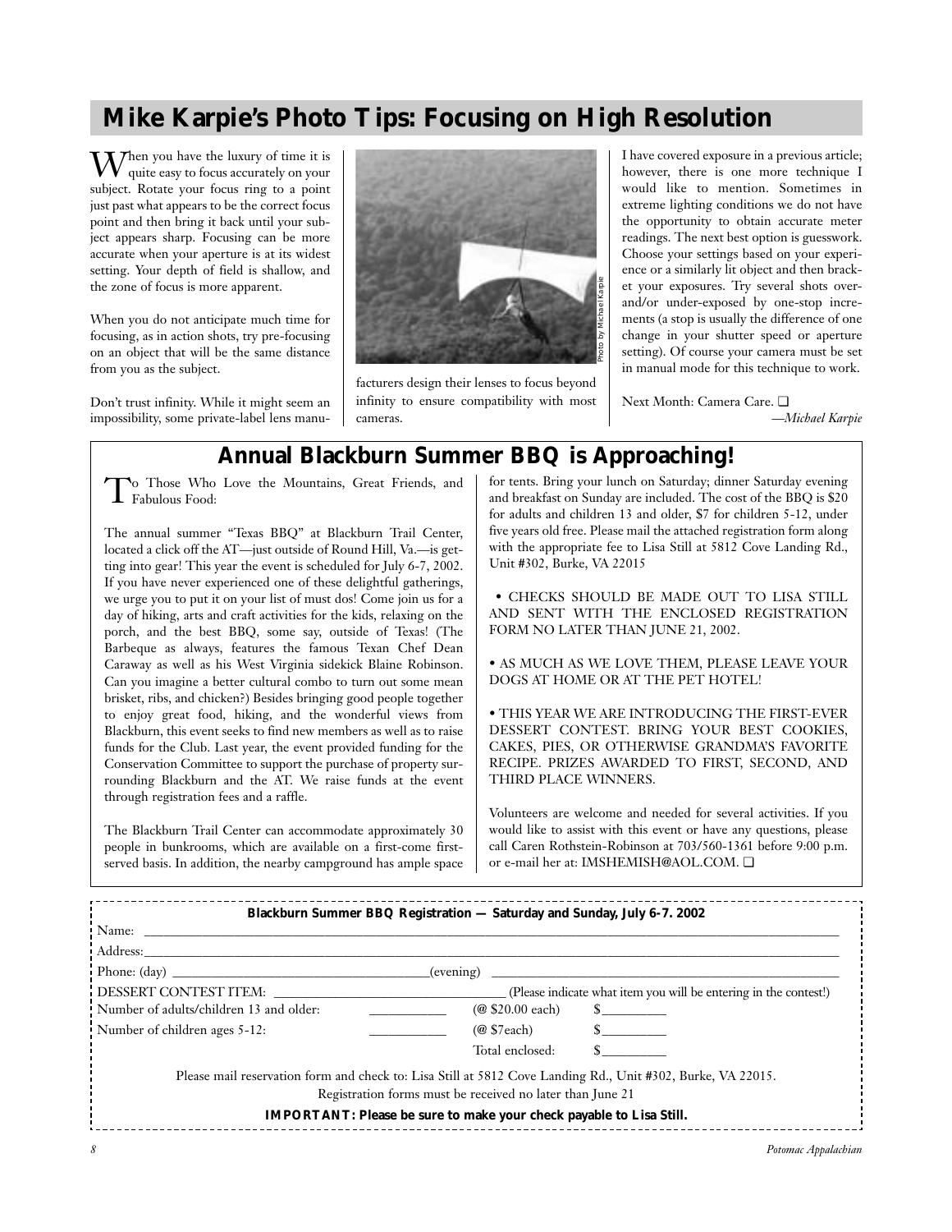## Mike Karpie's Photo Tips: Focusing on High Resolution

When you have the luxury of time it is quite easy to focus accurately on your subject. Rotate your focus ring to a point just past what appears to be the correct focus point and then bring it back until your subject appears sharp. Focusing can be more accurate when your aperture is at its widest setting. Your depth of field is shallow, and the zone of focus is more apparent.

When you do not anticipate much time for focusing, as in action shots, try pre-focusing on an object that will be the same distance from you as the subject.

Don't trust infinity. While it might seem an impossibility, some private-label lens manufacturers design their lenses to focus beyond infinity to ensure compatibility with most cameras.

Photo by Michael Karpie

I have covered exposure in a previous article; however, there is one more technique I would like to mention. Sometimes in extreme lighting conditions we do not have the opportunity to obtain accurate meter readings. The next best option is guesswork. Choose your settings based on your experience or a similarly lit object and then bracket your exposures. Try several shots over- and/or under-exposed by one-stop increments (a stop is usually the difference of one change in your shutter speed or aperture setting). Of course your camera must be set in manual mode for this technique to work.

Next Month: Camera Care. ❑

*—Michael Karpie*

## Annual Blackburn Summer BBQ is Approaching!

To Those Who Love the Mountains, Great Friends, and Fabulous Food:

The annual summer "Texas BBQ" at Blackburn Trail Center, located a click off the AT—just outside of Round Hill, Va.—is getting into gear! This year the event is scheduled for July 6-7, 2002. If you have never experienced one of these delightful gatherings, we urge you to put it on your list of must dos! Come join us for a day of hiking, arts and craft activities for the kids, relaxing on the porch, and the best BBQ, some say, outside of Texas! (The Barbeque as always, features the famous Texan Chef Dean Caraway as well as his West Virginia sidekick Blaine Robinson. Can you imagine a better cultural combo to turn out some mean brisket, ribs, and chicken?) Besides bringing good people together to enjoy great food, hiking, and the wonderful views from Blackburn, this event seeks to find new members as well as to raise funds for the Club. Last year, the event provided funding for the Conservation Committee to support the purchase of property surrounding Blackburn and the AT. We raise funds at the event through registration fees and a raffle.

The Blackburn Trail Center can accommodate approximately 30 people in bunkrooms, which are available on a first-come first-served basis. In addition, the nearby campground has ample space for tents. Bring your lunch on Saturday; dinner Saturday evening and breakfast on Sunday are included. The cost of the BBQ is $20 for adults and children 13 and older, $7 for children 5-12, under five years old free. Please mail the attached registration form along with the appropriate fee to Lisa Still at 5812 Cove Landing Rd., Unit #302, Burke, VA 22015

- CHECKS SHOULD BE MADE OUT TO LISA STILL AND SENT WITH THE ENCLOSED REGISTRATION FORM NO LATER THAN JUNE 21, 2002.

- AS MUCH AS WE LOVE THEM, PLEASE LEAVE YOUR DOGS AT HOME OR AT THE PET HOTEL!

- THIS YEAR WE ARE INTRODUCING THE FIRST-EVER DESSERT CONTEST. BRING YOUR BEST COOKIES, CAKES, PIES, OR OTHERWISE GRANDMA'S FAVORITE RECIPE. PRIZES AWARDED TO FIRST, SECOND, AND THIRD PLACE WINNERS.

Volunteers are welcome and needed for several activities. If you would like to assist with this event or have any questions, please call Caren Rothstein-Robinson at 703/560-1361 before 9:00 p.m. or e-mail her at: IMSHEMISH@AOL.COM. ❑

---

**Blackburn Summer BBQ Registration — Saturday and Sunday, July 6-7. 2002**

Name: ______________________________

Address: ______________________________

Phone: (day) ____________________ (evening) ____________________

DESSERT CONTEST ITEM: ____________________ (Please indicate what item you will be entering in the contest!)

Number of adults/children 13 and older: ________ (@ $20.00 each) $________

Number of children ages 5-12: ________ (@ $7each) $________

Total enclosed: $________

Please mail reservation form and check to: Lisa Still at 5812 Cove Landing Rd., Unit #302, Burke, VA 22015.

Registration forms must be received no later than June 21

**IMPORTANT: Please be sure to make your check payable to Lisa Still.**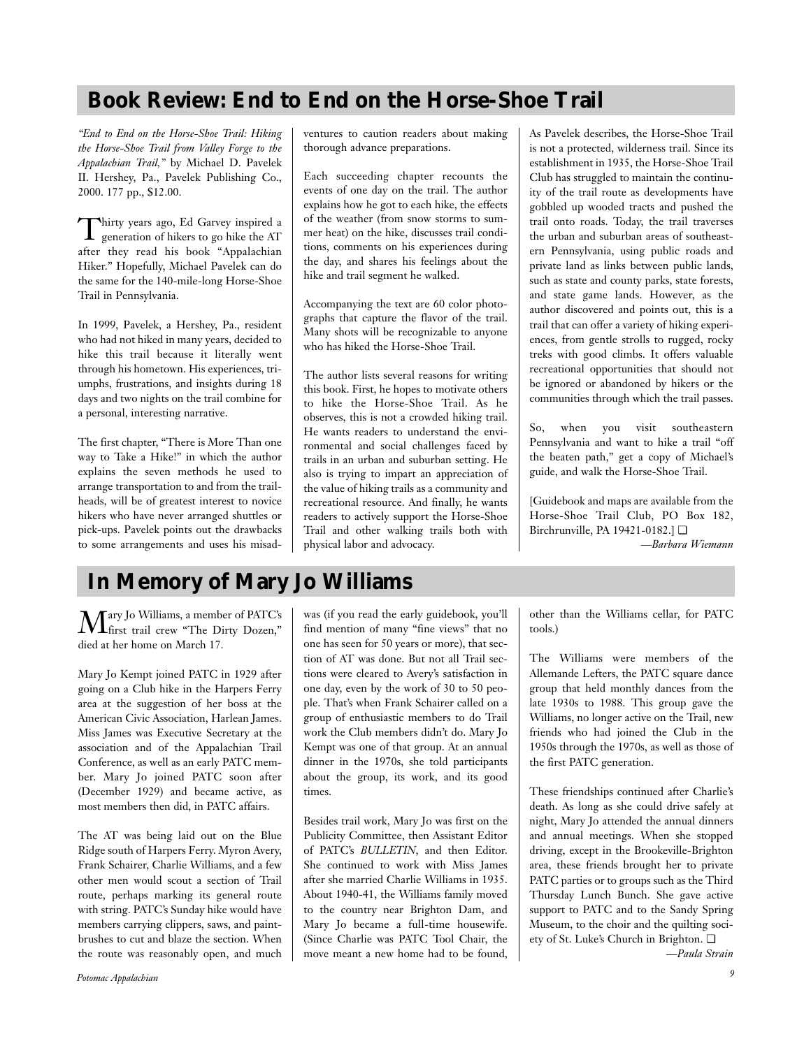## Book Review: End to End on the Horse-Shoe Trail

*"End to End on the Horse-Shoe Trail: Hiking the Horse-Shoe Trail from Valley Forge to the Appalachian Trail,"* by Michael D. Pavelek II. Hershey, Pa., Pavelek Publishing Co., 2000. 177 pp., $12.00.

Thirty years ago, Ed Garvey inspired a generation of hikers to go hike the AT after they read his book "Appalachian Hiker." Hopefully, Michael Pavelek can do the same for the 140-mile-long Horse-Shoe Trail in Pennsylvania.

In 1999, Pavelek, a Hershey, Pa., resident who had not hiked in many years, decided to hike this trail because it literally went through his hometown. His experiences, triumphs, frustrations, and insights during 18 days and two nights on the trail combine for a personal, interesting narrative.

The first chapter, "There is More Than one way to Take a Hike!" in which the author explains the seven methods he used to arrange transportation to and from the trailheads, will be of greatest interest to novice hikers who have never arranged shuttles or pick-ups. Pavelek points out the drawbacks to some arrangements and uses his misadventures to caution readers about making thorough advance preparations.

Each succeeding chapter recounts the events of one day on the trail. The author explains how he got to each hike, the effects of the weather (from snow storms to summer heat) on the hike, discusses trail conditions, comments on his experiences during the day, and shares his feelings about the hike and trail segment he walked.

Accompanying the text are 60 color photographs that capture the flavor of the trail. Many shots will be recognizable to anyone who has hiked the Horse-Shoe Trail.

The author lists several reasons for writing this book. First, he hopes to motivate others to hike the Horse-Shoe Trail. As he observes, this is not a crowded hiking trail. He wants readers to understand the environmental and social challenges faced by trails in an urban and suburban setting. He also is trying to impart an appreciation of the value of hiking trails as a community and recreational resource. And finally, he wants readers to actively support the Horse-Shoe Trail and other walking trails both with physical labor and advocacy.

As Pavelek describes, the Horse-Shoe Trail is not a protected, wilderness trail. Since its establishment in 1935, the Horse-Shoe Trail Club has struggled to maintain the continuity of the trail route as developments have gobbled up wooded tracts and pushed the trail onto roads. Today, the trail traverses the urban and suburban areas of southeastern Pennsylvania, using public roads and private land as links between public lands, such as state and county parks, state forests, and state game lands. However, as the author discovered and points out, this is a trail that can offer a variety of hiking experiences, from gentle strolls to rugged, rocky treks with good climbs. It offers valuable recreational opportunities that should not be ignored or abandoned by hikers or the communities through which the trail passes.

So, when you visit southeastern Pennsylvania and want to hike a trail "off the beaten path," get a copy of Michael's guide, and walk the Horse-Shoe Trail.

[Guidebook and maps are available from the Horse-Shoe Trail Club, PO Box 182, Birchrunville, PA 19421-0182.] ❑

—*Barbara Wiemann*

## In Memory of Mary Jo Williams

Mary Jo Williams, a member of PATC's first trail crew "The Dirty Dozen," died at her home on March 17.

Mary Jo Kempt joined PATC in 1929 after going on a Club hike in the Harpers Ferry area at the suggestion of her boss at the American Civic Association, Harlean James. Miss James was Executive Secretary at the association and of the Appalachian Trail Conference, as well as an early PATC member. Mary Jo joined PATC soon after (December 1929) and became active, as most members then did, in PATC affairs.

The AT was being laid out on the Blue Ridge south of Harpers Ferry. Myron Avery, Frank Schairer, Charlie Williams, and a few other men would scout a section of Trail route, perhaps marking its general route with string. PATC's Sunday hike would have members carrying clippers, saws, and paintbrushes to cut and blaze the section. When the route was reasonably open, and much was (if you read the early guidebook, you'll find mention of many "fine views" that no one has seen for 50 years or more), that section of AT was done. But not all Trail sections were cleared to Avery's satisfaction in one day, even by the work of 30 to 50 people. That's when Frank Schairer called on a group of enthusiastic members to do Trail work the Club members didn't do. Mary Jo Kempt was one of that group. At an annual dinner in the 1970s, she told participants about the group, its work, and its good times.

Besides trail work, Mary Jo was first on the Publicity Committee, then Assistant Editor of PATC's *BULLETIN*, and then Editor. She continued to work with Miss James after she married Charlie Williams in 1935. About 1940-41, the Williams family moved to the country near Brighton Dam, and Mary Jo became a full-time housewife. (Since Charlie was PATC Tool Chair, the move meant a new home had to be found, other than the Williams cellar, for PATC tools.)

The Williams were members of the Allemande Lefters, the PATC square dance group that held monthly dances from the late 1930s to 1988. This group gave the Williams, no longer active on the Trail, new friends who had joined the Club in the 1950s through the 1970s, as well as those of the first PATC generation.

These friendships continued after Charlie's death. As long as she could drive safely at night, Mary Jo attended the annual dinners and annual meetings. When she stopped driving, except in the Brookeville-Brighton area, these friends brought her to private PATC parties or to groups such as the Third Thursday Lunch Bunch. She gave active support to PATC and to the Sandy Spring Museum, to the choir and the quilting society of St. Luke's Church in Brighton. ❑

—*Paula Strain*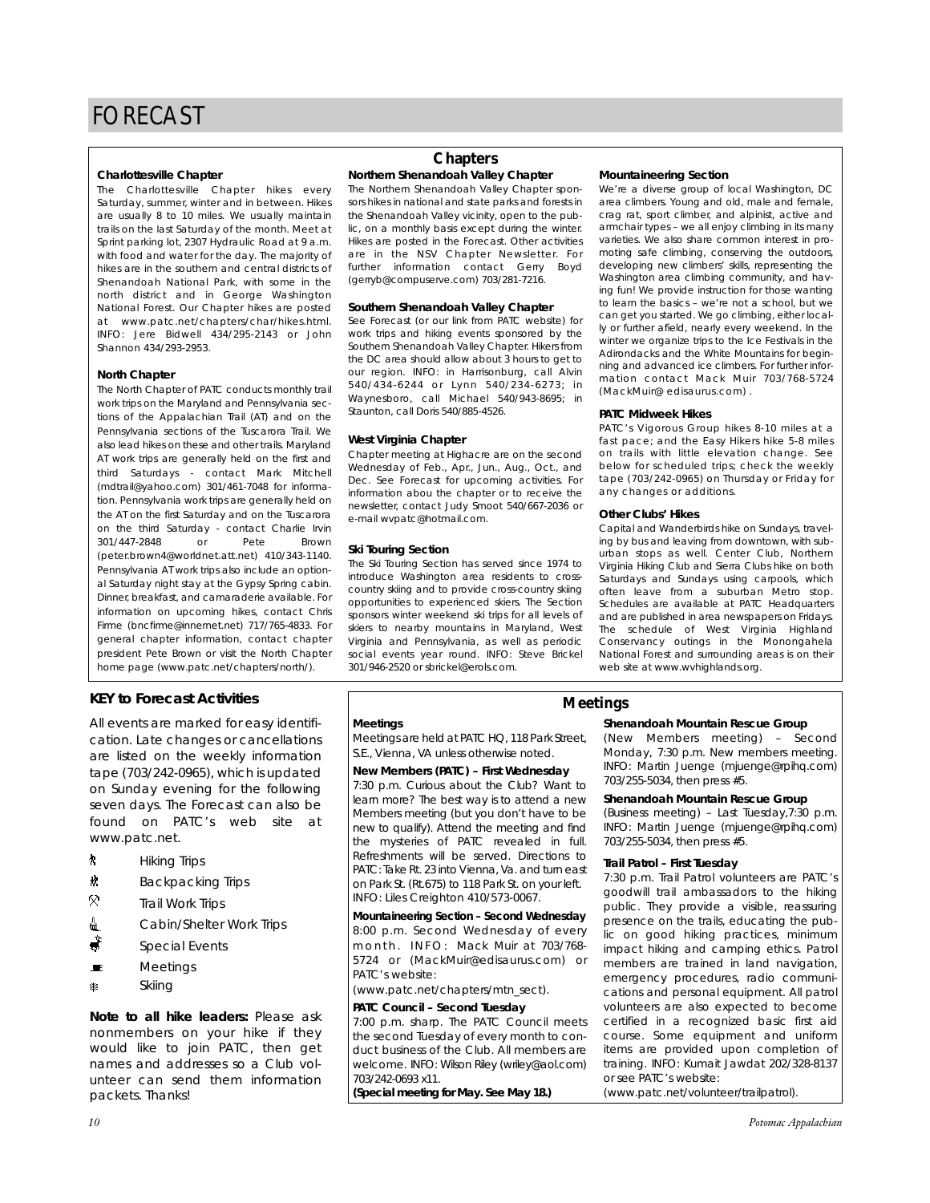# FORECAST

## Chapters

### Charlottesville Chapter

The Charlottesville Chapter hikes every Saturday, summer, winter and in between. Hikes are usually 8 to 10 miles. We usually maintain trails on the last Saturday of the month. Meet at Sprint parking lot, 2307 Hydraulic Road at 9 a.m. with food and water for the day. The majority of hikes are in the southern and central districts of Shenandoah National Park, with some in the north district and in George Washington National Forest. Our Chapter hikes are posted at www.patc.net/chapters/char/hikes.html. INFO: Jere Bidwell 434/295-2143 or John Shannon 434/293-2953.

### North Chapter

The North Chapter of PATC conducts monthly trail work trips on the Maryland and Pennsylvania sections of the Appalachian Trail (AT) and on the Pennsylvania sections of the Tuscarora Trail. We also lead hikes on these and other trails. Maryland AT work trips are generally held on the first and third Saturdays - contact Mark Mitchell (mdtrail@yahoo.com) 301/461-7048 for information. Pennsylvania work trips are generally held on the AT on the first Saturday and on the Tuscarora on the third Saturday - contact Charlie Irvin 301/447-2848 or Pete Brown (peter.brown4@worldnet.att.net) 410/343-1140. Pennsylvania AT work trips also include an optional Saturday night stay at the Gypsy Spring cabin. Dinner, breakfast, and camaraderie available. For information on upcoming hikes, contact Chris Firme (bncfirme@innernet.net) 717/765-4833. For general chapter information, contact chapter president Pete Brown or visit the North Chapter home page (www.patc.net/chapters/north/).

### Northern Shenandoah Valley Chapter

The Northern Shenandoah Valley Chapter sponsors hikes in national and state parks and forests in the Shenandoah Valley vicinity, open to the public, on a monthly basis except during the winter. Hikes are posted in the Forecast. Other activities are in the NSV Chapter Newsletter. For further information contact Gerry Boyd (gerryb@compuserve.com) 703/281-7216.

### Southern Shenandoah Valley Chapter

See Forecast (or our link from PATC website) for work trips and hiking events sponsored by the Southern Shenandoah Valley Chapter. Hikers from the DC area should allow about 3 hours to get to our region. INFO: in Harrisonburg, call Alvin 540/434-6244 or Lynn 540/234-6273; in Waynesboro, call Michael 540/943-8695; in Staunton, call Doris 540/885-4526.

### West Virginia Chapter

Chapter meeting at Highacre are on the second Wednesday of Feb., Apr., Jun., Aug., Oct., and Dec. See Forecast for upcoming activities. For information abou the chapter or to receive the newsletter, contact Judy Smoot 540/667-2036 or e-mail wvpatc@hotmail.com.

### Ski Touring Section

The Ski Touring Section has served since 1974 to introduce Washington area residents to cross-country skiing and to provide cross-country skiing opportunities to experienced skiers. The Section sponsors winter weekend ski trips for all levels of skiers to nearby mountains in Maryland, West Virginia and Pennsylvania, as well as periodic social events year round. INFO: Steve Brickel 301/946-2520 or sbrickel@erols.com.

### Mountaineering Section

We're a diverse group of local Washington, DC area climbers. Young and old, male and female, crag rat, sport climber, and alpinist, active and armchair types – we all enjoy climbing in its many varieties. We also share common interest in promoting safe climbing, conserving the outdoors, developing new climbers' skills, representing the Washington area climbing community, and having fun! We provide instruction for those wanting to learn the basics – we're not a school, but we can get you started. We go climbing, either locally or further afield, nearly every weekend. In the winter we organize trips to the Ice Festivals in the Adirondacks and the White Mountains for beginning and advanced ice climbers. For further information contact Mack Muir 703/768-5724 (MackMuir@edisaurus.com).

### PATC Midweek Hikes

PATC's Vigorous Group hikes 8-10 miles at a fast pace; and the Easy Hikers hike 5-8 miles on trails with little elevation change. See below for scheduled trips; check the weekly tape (703/242-0965) on Thursday or Friday for any changes or additions.

### Other Clubs' Hikes

Capital and Wanderbirds hike on Sundays, traveling by bus and leaving from downtown, with suburban stops as well. Center Club, Northern Virginia Hiking Club and Sierra Clubs hike on both Saturdays and Sundays using carpools, which often leave from a suburban Metro stop. Schedules are available at PATC Headquarters and are published in area newspapers on Fridays. The schedule of West Virginia Highland Conservancy outings in the Monongahela National Forest and surrounding areas is on their web site at www.wvhighlands.org.

## KEY to Forecast Activities

All events are marked for easy identification. Late changes or cancellations are listed on the weekly information tape (703/242-0965), which is updated on Sunday evening for the following seven days. The Forecast can also be found on PATC's web site at www.patc.net.

- Hiking Trips
- Backpacking Trips
- Trail Work Trips
- Cabin/Shelter Work Trips
- Special Events
- Meetings
- Skiing

**Note to all hike leaders:** Please ask nonmembers on your hike if they would like to join PATC, then get names and addresses so a Club volunteer can send them information packets. Thanks!

## Meetings

### Meetings

Meetings are held at PATC HQ, 118 Park Street, S.E., Vienna, VA unless otherwise noted.

**New Members (PATC) – First Wednesday**

7:30 p.m. Curious about the Club? Want to learn more? The best way is to attend a new Members meeting (but you don't have to be new to qualify). Attend the meeting and find the mysteries of PATC revealed in full. Refreshments will be served. Directions to PATC: Take Rt. 23 into Vienna, Va. and turn east on Park St. (Rt.675) to 118 Park St. on your left. INFO: Liles Creighton 410/573-0067.

**Mountaineering Section – Second Wednesday**

8:00 p.m. Second Wednesday of every month. INFO: Mack Muir at 703/768-5724 or (MackMuir@edisaurus.com) or PATC's website:
(www.patc.net/chapters/mtn_sect).

**PATC Council – Second Tuesday**

7:00 p.m. sharp. The PATC Council meets the second Tuesday of every month to conduct business of the Club. All members are welcome. INFO: Wilson Riley (wriley@aol.com) 703/242-0693 x11.
**(Special meeting for May. See May 18.)**

**Shenandoah Mountain Rescue Group**

(New Members meeting) – Second Monday, 7:30 p.m. New members meeting. INFO: Martin Juenge (mjuenge@rpihq.com) 703/255-5034, then press #5.

**Shenandoah Mountain Rescue Group**

(Business meeting) – Last Tuesday,7:30 p.m. INFO: Martin Juenge (mjuenge@rpihq.com) 703/255-5034, then press #5.

**Trail Patrol – First Tuesday**

7:30 p.m. Trail Patrol volunteers are PATC's goodwill trail ambassadors to the hiking public. They provide a visible, reassuring presence on the trails, educating the public on good hiking practices, minimum impact hiking and camping ethics. Patrol members are trained in land navigation, emergency procedures, radio communications and personal equipment. All patrol volunteers are also expected to become certified in a recognized basic first aid course. Some equipment and uniform items are provided upon completion of training. INFO: Kumait Jawdat 202/328-8137 or see PATC's website:
(www.patc.net/volunteer/trailpatrol).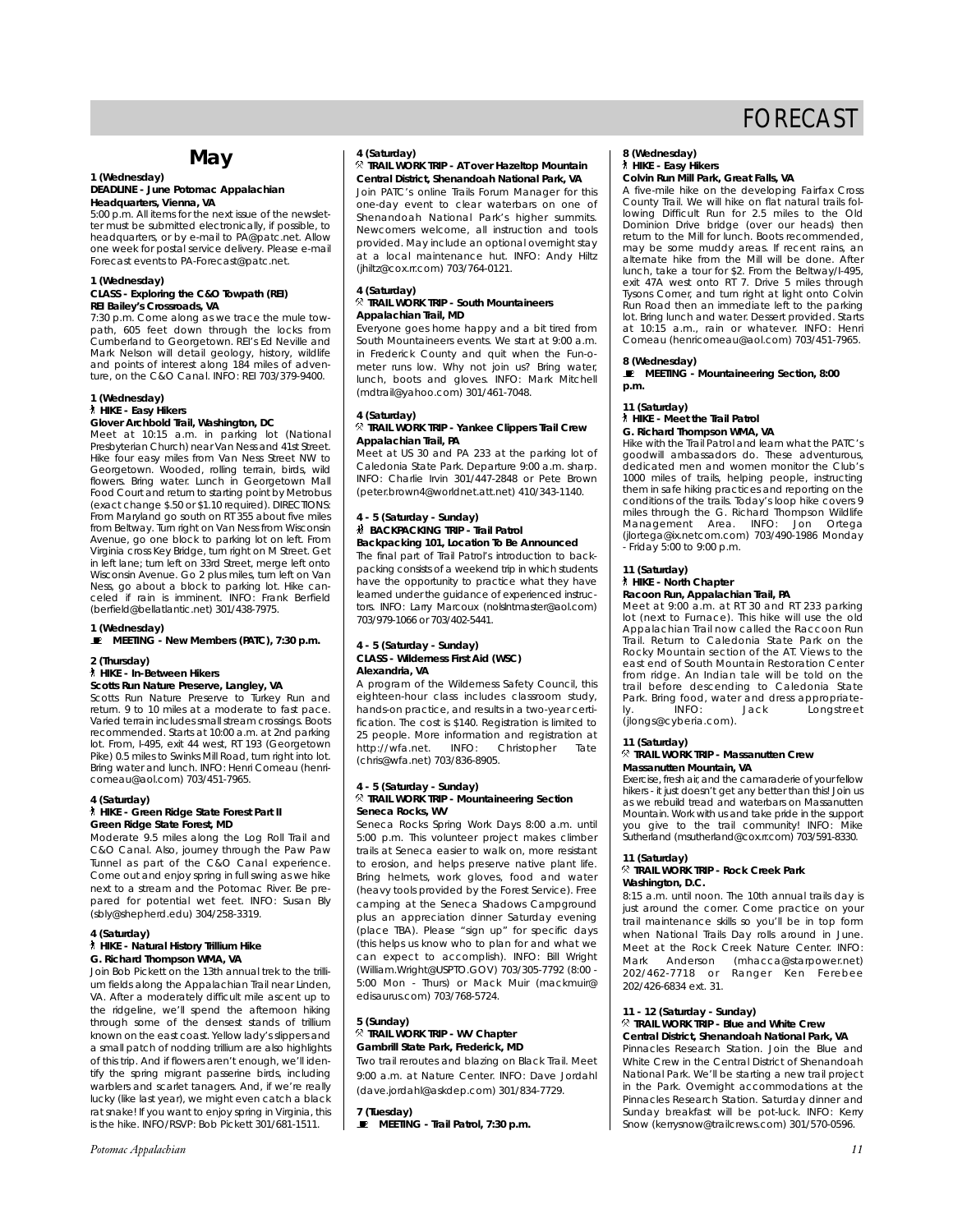# FORECAST

## May

**1 (Wednesday)**
**DEADLINE - June Potomac Appalachian**
**Headquarters, Vienna, VA**
5:00 p.m. All items for the next issue of the newsletter must be submitted electronically, if possible, to headquarters, or by e-mail to PA@patc.net. Allow one week for postal service delivery. Please e-mail Forecast events to PA-Forecast@patc.net.

**1 (Wednesday)**
**CLASS - Exploring the C&O Towpath (REI)**
**REI Bailey's Crossroads, VA**
7:30 p.m. Come along as we trace the mule towpath, 605 feet down through the locks from Cumberland to Georgetown. REI's Ed Neville and Mark Nelson will detail geology, history, wildlife and points of interest along 184 miles of adventure, on the C&O Canal. INFO: REI 703/379-9400.

**1 (Wednesday)**
**HIKE - Easy Hikers**
**Glover Archbold Trail, Washington, DC**
Meet at 10:15 a.m. in parking lot (National Presbyterian Church) near Van Ness and 41st Street. Hike four easy miles from Van Ness Street NW to Georgetown. Wooded, rolling terrain, birds, wild flowers. Bring water. Lunch in Georgetown Mall Food Court and return to starting point by Metrobus (exact change $.50 or $1.10 required). DIRECTIONS: From Maryland go south on RT 355 about five miles from Beltway. Turn right on Van Ness from Wisconsin Avenue, go one block to parking lot on left. From Virginia cross Key Bridge, turn right on M Street. Get in left lane; turn left on 33rd Street, merge left onto Wisconsin Avenue. Go 2 plus miles, turn left on Van Ness, go about a block to parking lot. Hike canceled if rain is imminent. INFO: Frank Berfield (berfield@bellatlantic.net) 301/438-7975.

**1 (Wednesday)**
**MEETING - New Members (PATC), 7:30 p.m.**

**2 (Thursday)**
**HIKE - In-Between Hikers**
**Scotts Run Nature Preserve, Langley, VA**
Scotts Run Nature Preserve to Turkey Run and return. 9 to 10 miles at a moderate to fast pace. Varied terrain includes small stream crossings. Boots recommended. Starts at 10:00 a.m. at 2nd parking lot. From, I-495, exit 44 west, RT 193 (Georgetown Pike) 0.5 miles to Swinks Mill Road, turn right into lot. Bring water and lunch. INFO: Henri Comeau (henricomeau@aol.com) 703/451-7965.

**4 (Saturday)**
**HIKE - Green Ridge State Forest Part II**
**Green Ridge State Forest, MD**
Moderate 9.5 miles along the Log Roll Trail and C&O Canal. Also, journey through the Paw Paw Tunnel as part of the C&O Canal experience. Come out and enjoy spring in full swing as we hike next to a stream and the Potomac River. Be prepared for potential wet feet. INFO: Susan Bly (sbly@shepherd.edu) 304/258-3319.

**4 (Saturday)**
**HIKE - Natural History Trillium Hike**
**G. Richard Thompson WMA, VA**
Join Bob Pickett on the 13th annual trek to the trillium fields along the Appalachian Trail near Linden, VA. After a moderately difficult mile ascent up to the ridgeline, we'll spend the afternoon hiking through some of the densest stands of trillium known on the east coast. Yellow lady's slippers and a small patch of nodding trillium are also highlights of this trip. And if flowers aren't enough, we'll identify the spring migrant passerine birds, including warblers and scarlet tanagers. And, if we're really lucky (like last year), we might even catch a black rat snake! If you want to enjoy spring in Virginia, this is the hike. INFO/RSVP: Bob Pickett 301/681-1511.

**4 (Saturday)**
**TRAIL WORK TRIP - AT over Hazeltop Mountain**
**Central District, Shenandoah National Park, VA**
Join PATC's online Trails Forum Manager for this one-day event to clear waterbars on one of Shenandoah National Park's higher summits. Newcomers welcome, all instruction and tools provided. May include an optional overnight stay at a local maintenance hut. INFO: Andy Hiltz (jhiltz@cox.rr.com) 703/764-0121.

**4 (Saturday)**
**TRAIL WORK TRIP - South Mountaineers**
**Appalachian Trail, MD**
Everyone goes home happy and a bit tired from South Mountaineers events. We start at 9:00 a.m. in Frederick County and quit when the Fun-o-meter runs low. Why not join us? Bring water, lunch, boots and gloves. INFO: Mark Mitchell (mdtrail@yahoo.com) 301/461-7048.

**4 (Saturday)**
**TRAIL WORK TRIP - Yankee Clippers Trail Crew**
**Appalachian Trail, PA**
Meet at US 30 and PA 233 at the parking lot of Caledonia State Park. Departure 9:00 a.m. sharp. INFO: Charlie Irvin 301/447-2848 or Pete Brown (peter.brown4@worldnet.att.net) 410/343-1140.

**4 - 5 (Saturday - Sunday)**
**BACKPACKING TRIP - Trail Patrol**
**Backpacking 101, Location To Be Announced**
The final part of Trail Patrol's introduction to backpacking consists of a weekend trip in which students have the opportunity to practice what they have learned under the guidance of experienced instructors. INFO: Larry Marcoux (nolsInstmaster@aol.com) 703/979-1066 or 703/402-5441.

**4 - 5 (Saturday - Sunday)**
**CLASS - Wilderness First Aid (WSC)**
**Alexandria, VA**
A program of the Wilderness Safety Council, this eighteen-hour class includes classroom study, hands-on practice, and results in a two-year certification. The cost is $140. Registration is limited to 25 people. More information and registration at http://wfa.net. INFO: Christopher Tate (chris@wfa.net) 703/836-8905.

**4 - 5 (Saturday - Sunday)**
**TRAIL WORK TRIP - Mountaineering Section**
**Seneca Rocks, WV**
Seneca Rocks Spring Work Days 8:00 a.m. until 5:00 p.m. This volunteer project makes climber trails at Seneca easier to walk on, more resistant to erosion, and helps preserve native plant life. Bring helmets, work gloves, food and water (heavy tools provided by the Forest Service). Free camping at the Seneca Shadows Campground plus an appreciation dinner Saturday evening (place TBA). Please "sign up" for specific days (this helps us know who to plan for and what we can expect to accomplish). INFO: Bill Wright (William.Wright@USPTO.GOV) 703/305-7792 (8:00 - 5:00 Mon - Thurs) or Mack Muir (mackmuir@edisaurus.com) 703/768-5724.

**5 (Sunday)**
**TRAIL WORK TRIP - WV Chapter**
**Gambrill State Park, Frederick, MD**
Two trail reroutes and blazing on Black Trail. Meet 9:00 a.m. at Nature Center. INFO: Dave Jordahl (dave.jordahl@askdep.com) 301/834-7729.

**7 (Tuesday)**
**MEETING - Trail Patrol, 7:30 p.m.**

**8 (Wednesday)**
**HIKE - Easy Hikers**
**Colvin Run Mill Park, Great Falls, VA**
A five-mile hike on the developing Fairfax Cross County Trail. We will hike on flat natural trails following Difficult Run for 2.5 miles to the Old Dominion Drive bridge (over our heads) then return to the Mill for lunch. Boots recommended, may be some muddy areas. If recent rains, an alternate hike from the Mill will be done. After lunch, take a tour for $2. From the Beltway/I-495, exit 47A west onto RT 7. Drive 5 miles through Tysons Corner, and turn right at light onto Colvin Run Road then an immediate left to the parking lot. Bring lunch and water. Dessert provided. Starts at 10:15 a.m., rain or whatever. INFO: Henri Comeau (henricomeau@aol.com) 703/451-7965.

**8 (Wednesday)**
**MEETING - Mountaineering Section, 8:00 p.m.**

**11 (Saturday)**
**HIKE - Meet the Trail Patrol**
**G. Richard Thompson WMA, VA**
Hike with the Trail Patrol and learn what the PATC's goodwill ambassadors do. These adventurous, dedicated men and women monitor the Club's 1000 miles of trails, helping people, instructing them in safe hiking practices and reporting on the conditions of the trails. Today's loop hike covers 9 miles through the G. Richard Thompson Wildlife Management Area. INFO: Jon Ortega (jlortega@ix.netcom.com) 703/490-1986 Monday - Friday 5:00 to 9:00 p.m.

**11 (Saturday)**
**HIKE - North Chapter**
**Racoon Run, Appalachian Trail, PA**
Meet at 9:00 a.m. at RT 30 and RT 233 parking lot (next to Furnace). This hike will use the old Appalachian Trail now called the Raccoon Run Trail. Return to Caledonia State Park on the Rocky Mountain section of the AT. Views to the east end of South Mountain Restoration Center from ridge. An Indian tale will be told on the trail before descending to Caledonia State Park. Bring food, water and dress appropriately. INFO: Jack Longstreet (jlongs@cyberia.com).

**11 (Saturday)**
**TRAIL WORK TRIP - Massanutten Crew**
**Massanutten Mountain, VA**
Exercise, fresh air, and the camaraderie of your fellow hikers - it just doesn't get any better than this! Join us as we rebuild tread and waterbars on Massanutten Mountain. Work with us and take pride in the support you give to the trail community! INFO: Mike Sutherland (msutherland@cox.rr.com) 703/591-8330.

**11 (Saturday)**
**TRAIL WORK TRIP - Rock Creek Park**
**Washington, D.C.**
8:15 a.m. until noon. The 10th annual trails day is just around the corner. Come practice on your trail maintenance skills so you'll be in top form when National Trails Day rolls around in June. Meet at the Rock Creek Nature Center. INFO: Mark Anderson (mhacca@starpower.net) 202/462-7718 or Ranger Ken Ferebee 202/426-6834 ext. 31.

**11 - 12 (Saturday - Sunday)**
**TRAIL WORK TRIP - Blue and White Crew**
**Central District, Shenandoah National Park, VA**
Pinnacles Research Station. Join the Blue and White Crew in the Central District of Shenandoah National Park. We'll be starting a new trail project in the Park. Overnight accommodations at the Pinnacles Research Station. Saturday dinner and Sunday breakfast will be pot-luck. INFO: Kerry Snow (kerrysnow@trailcrews.com) 301/570-0596.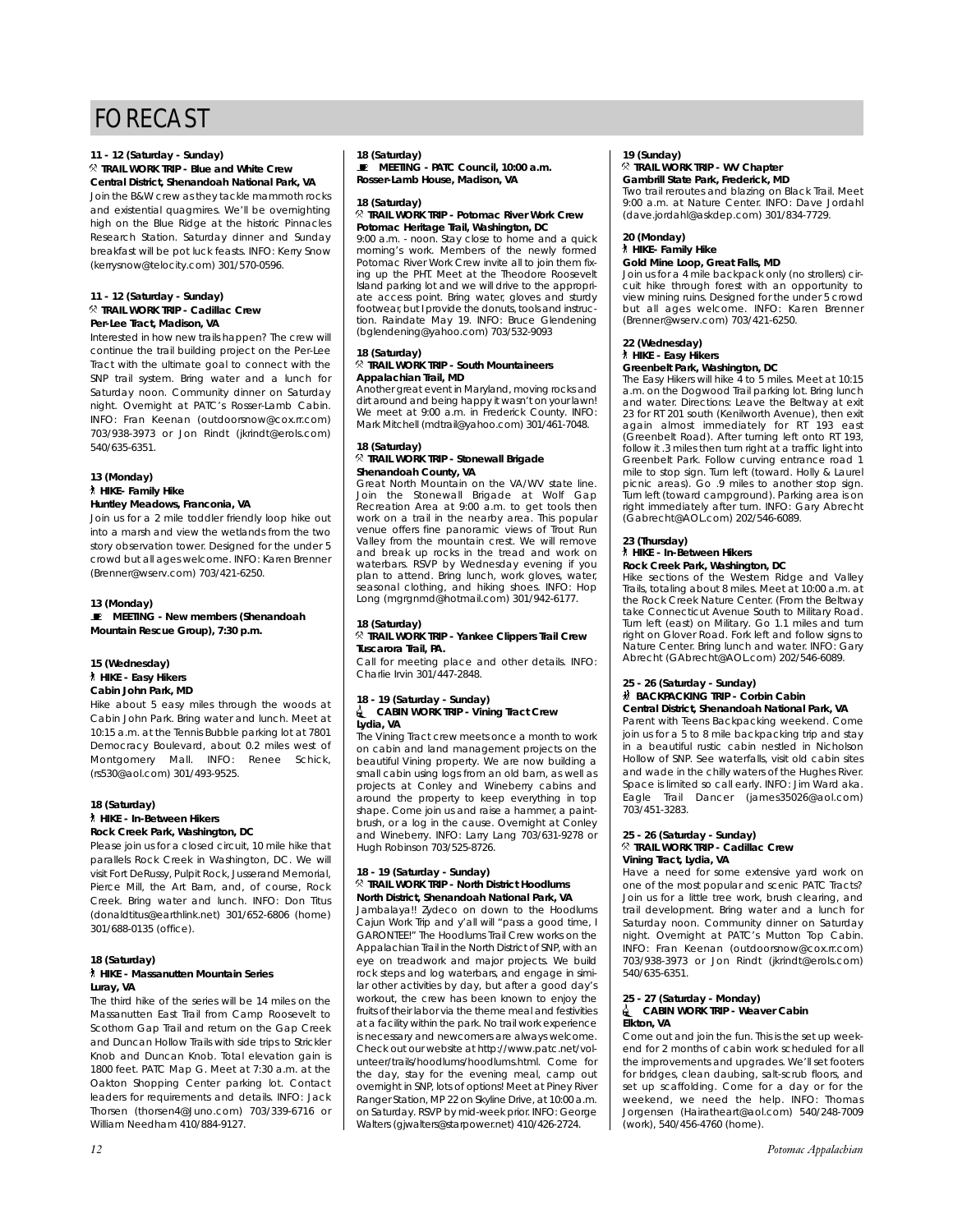# FORECAST

**11 - 12 (Saturday - Sunday)**
**TRAIL WORK TRIP - Blue and White Crew**
**Central District, Shenandoah National Park, VA**
Join the B&W crew as they tackle mammoth rocks and existential quagmires. We'll be overnighting high on the Blue Ridge at the historic Pinnacles Research Station. Saturday dinner and Sunday breakfast will be pot luck feasts. INFO: Kerry Snow (kerrysnow@telocity.com) 301/570-0596.

**11 - 12 (Saturday - Sunday)**
**TRAIL WORK TRIP - Cadillac Crew**
**Per-Lee Tract, Madison, VA**
Interested in how new trails happen? The crew will continue the trail building project on the Per-Lee Tract with the ultimate goal to connect with the SNP trail system. Bring water and a lunch for Saturday noon. Community dinner on Saturday night. Overnight at PATC's Rosser-Lamb Cabin. INFO: Fran Keenan (outdoorsnow@cox.rr.com) 703/938-3973 or Jon Rindt (jkrindt@erols.com) 540/635-6351.

**13 (Monday)**
**HIKE- Family Hike**
**Huntley Meadows, Franconia, VA**
Join us for a 2 mile toddler friendly loop hike out into a marsh and view the wetlands from the two story observation tower. Designed for the under 5 crowd but all ages welcome. INFO: Karen Brenner (Brenner@wserv.com) 703/421-6250.

**13 (Monday)**
**MEETING - New members (Shenandoah Mountain Rescue Group), 7:30 p.m.**

**15 (Wednesday)**
**HIKE - Easy Hikers**
**Cabin John Park, MD**
Hike about 5 easy miles through the woods at Cabin John Park. Bring water and lunch. Meet at 10:15 a.m. at the Tennis Bubble parking lot at 7801 Democracy Boulevard, about 0.2 miles west of Montgomery Mall. INFO: Renee Schick, (rs530@aol.com) 301/493-9525.

**18 (Saturday)**
**HIKE - In-Between Hikers**
**Rock Creek Park, Washington, DC**
Please join us for a closed circuit, 10 mile hike that parallels Rock Creek in Washington, DC. We will visit Fort DeRussy, Pulpit Rock, Jusserand Memorial, Pierce Mill, the Art Barn, and, of course, Rock Creek. Bring water and lunch. INFO: Don Titus (donaldtitus@earthlink.net) 301/652-6806 (home) 301/688-0135 (office).

**18 (Saturday)**
**HIKE - Massanutten Mountain Series**
**Luray, VA**
The third hike of the series will be 14 miles on the Massanutten East Trail from Camp Roosevelt to Scothorn Gap Trail and return on the Gap Creek and Duncan Hollow Trails with side trips to Strickler Knob and Duncan Knob. Total elevation gain is 1800 feet. PATC Map G. Meet at 7:30 a.m. at the Oakton Shopping Center parking lot. Contact leaders for requirements and details. INFO: Jack Thorsen (thorsen4@Juno.com) 703/339-6716 or William Needham 410/884-9127.

**18 (Saturday)**
**MEETING - PATC Council, 10:00 a.m.**
**Rosser-Lamb House, Madison, VA**

**18 (Saturday)**
**TRAIL WORK TRIP - Potomac River Work Crew**
**Potomac Heritage Trail, Washington, DC**
9:00 a.m. - noon. Stay close to home and a quick morning's work. Members of the newly formed Potomac River Work Crew invite all to join them fixing up the PHT. Meet at the Theodore Roosevelt Island parking lot and we will drive to the appropriate access point. Bring water, gloves and sturdy footwear, but I provide the donuts, tools and instruction. Raindate May 19. INFO: Bruce Glendening (bglendening@yahoo.com) 703/532-9093

**18 (Saturday)**
**TRAIL WORK TRIP - South Mountaineers**
**Appalachian Trail, MD**
Another great event in Maryland, moving rocks and dirt around and being happy it wasn't on your lawn! We meet at 9:00 a.m. in Frederick County. INFO: Mark Mitchell (mdtrail@yahoo.com) 301/461-7048.

**18 (Saturday)**
**TRAIL WORK TRIP - Stonewall Brigade**
**Shenandoah County, VA**
Great North Mountain on the VA/WV state line. Join the Stonewall Brigade at Wolf Gap Recreation Area at 9:00 a.m. to get tools then work on a trail in the nearby area. This popular venue offers fine panoramic views of Trout Run Valley from the mountain crest. We will remove and break up rocks in the tread and work on waterbars. RSVP by Wednesday evening if you plan to attend. Bring lunch, work gloves, water, seasonal clothing, and hiking shoes. INFO: Hop Long (mgrgnmd@hotmail.com) 301/942-6177.

**18 (Saturday)**
**TRAIL WORK TRIP - Yankee Clippers Trail Crew**
**Tuscarora Trail, PA.**
Call for meeting place and other details. INFO: Charlie Irvin 301/447-2848.

**18 - 19 (Saturday - Sunday)**
**CABIN WORK TRIP - Vining Tract Crew**
**Lydia, VA**
The Vining Tract crew meets once a month to work on cabin and land management projects on the beautiful Vining property. We are now building a small cabin using logs from an old barn, as well as projects at Conley and Wineberry cabins and around the property to keep everything in top shape. Come join us and raise a hammer, a paintbrush, or a log in the cause. Overnight at Conley and Wineberry. INFO: Larry Lang 703/631-9278 or Hugh Robinson 703/525-8726.

**18 - 19 (Saturday - Sunday)**
**TRAIL WORK TRIP - North District Hoodlums**
**North District, Shenandoah National Park, VA**
Jambalaya!! Zydeco on down to the Hoodlums Cajun Work Trip and y'all will "pass a good time, I GARONTEE!" The Hoodlums Trail Crew works on the Appalachian Trail in the North District of SNP, with an eye on treadwork and major projects. We build rock steps and log waterbars, and engage in similar other activities by day, but after a good day's workout, the crew has been known to enjoy the fruits of their labor via the theme meal and festivities at a facility within the park. No trail work experience is necessary and newcomers are always welcome. Check out our website at http://www.patc.net/volunteer/trails/hoodlums/hoodlums.html. Come for the day, stay for the evening meal, camp out overnight in SNP, lots of options! Meet at Piney River Ranger Station, MP 22 on Skyline Drive, at 10:00 a.m. on Saturday. RSVP by mid-week prior. INFO: George Walters (gjwalters@starpower.net) 410/426-2724.

**19 (Sunday)**
**TRAIL WORK TRIP - WV Chapter**
**Gambrill State Park, Frederick, MD**
Two trail reroutes and blazing on Black Trail. Meet 9:00 a.m. at Nature Center. INFO: Dave Jordahl (dave.jordahl@askdep.com) 301/834-7729.

**20 (Monday)**
**HIKE- Family Hike**
**Gold Mine Loop, Great Falls, MD**
Join us for a 4 mile backpack only (no strollers) circuit hike through forest with an opportunity to view mining ruins. Designed for the under 5 crowd but all ages welcome. INFO: Karen Brenner (Brenner@wserv.com) 703/421-6250.

**22 (Wednesday)**
**HIKE - Easy Hikers**
**Greenbelt Park, Washington, DC**
The Easy Hikers will hike 4 to 5 miles. Meet at 10:15 a.m. on the Dogwood Trail parking lot. Bring lunch and water. Directions: Leave the Beltway at exit 23 for RT 201 south (Kenilworth Avenue), then exit again almost immediately for RT 193 east (Greenbelt Road). After turning left onto RT 193, follow it .3 miles then turn right at a traffic light into Greenbelt Park. Follow curving entrance road 1 mile to stop sign. Turn left (toward. Holly & Laurel picnic areas). Go .9 miles to another stop sign. Turn left (toward campground). Parking area is on right immediately after turn. INFO: Gary Abrecht (Gabrecht@AOL.com) 202/546-6089.

**23 (Thursday)**
**HIKE - In-Between Hikers**
**Rock Creek Park, Washington, DC**
Hike sections of the Western Ridge and Valley Trails, totaling about 8 miles. Meet at 10:00 a.m. at the Rock Creek Nature Center. (From the Beltway take Connecticut Avenue South to Military Road. Turn left (east) on Military. Go 1.1 miles and turn right on Glover Road. Fork left and follow signs to Nature Center. Bring lunch and water. INFO: Gary Abrecht (GAbrecht@AOL.com) 202/546-6089.

**25 - 26 (Saturday - Sunday)**
**BACKPACKING TRIP - Corbin Cabin**
**Central District, Shenandoah National Park, VA**
Parent with Teens Backpacking weekend. Come join us for a 5 to 8 mile backpacking trip and stay in a beautiful rustic cabin nestled in Nicholson Hollow of SNP. See waterfalls, visit old cabin sites and wade in the chilly waters of the Hughes River. Space is limited so call early. INFO: Jim Ward aka. Eagle Trail Dancer (james35026@aol.com) 703/451-3283.

**25 - 26 (Saturday - Sunday)**
**TRAIL WORK TRIP - Cadillac Crew**
**Vining Tract, Lydia, VA**
Have a need for some extensive yard work on one of the most popular and scenic PATC Tracts? Join us for a little tree work, brush clearing, and trail development. Bring water and a lunch for Saturday noon. Community dinner on Saturday night. Overnight at PATC's Mutton Top Cabin. INFO: Fran Keenan (outdoorsnow@cox.rr.com) 703/938-3973 or Jon Rindt (jkrindt@erols.com) 540/635-6351.

**25 - 27 (Saturday - Monday)**
**CABIN WORK TRIP - Weaver Cabin**
**Elkton, VA**
Come out and join the fun. This is the set up weekend for 2 months of cabin work scheduled for all the improvements and upgrades. We'll set footers for bridges, clean daubing, salt-scrub floors, and set up scaffolding. Come for a day or for the weekend, we need the help. INFO: Thomas Jorgensen (Hairatheart@aol.com) 540/248-7009 (work), 540/456-4760 (home).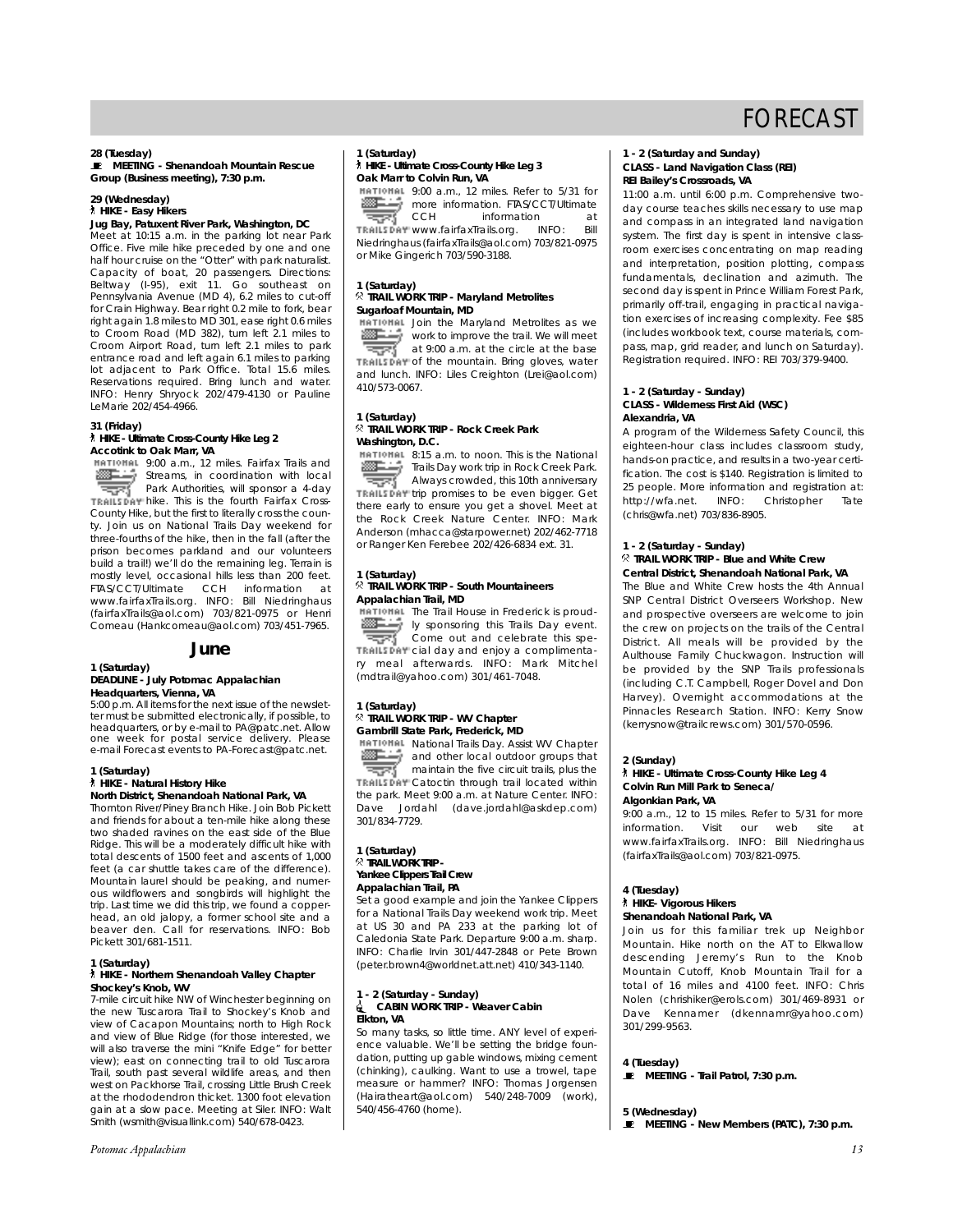# FORECAST

**28 (Tuesday)**
**MEETING - Shenandoah Mountain Rescue Group (Business meeting), 7:30 p.m.**

**29 (Wednesday)**
**HIKE - Easy Hikers**
**Jug Bay, Patuxent River Park, Washington, DC**
Meet at 10:15 a.m. in the parking lot near Park Office. Five mile hike preceded by one and one half hour cruise on the "Otter" with park naturalist. Capacity of boat, 20 passengers. Directions: Beltway (I-95), exit 11. Go southeast on Pennsylvania Avenue (MD 4), 6.2 miles to cut-off for Crain Highway. Bear right 0.2 mile to fork, bear right again 1.8 miles to MD 301, ease right 0.6 miles to Croom Road (MD 382), turn left 2.1 miles to Croom Airport Road, turn left 2.1 miles to park entrance road and left again 6.1 miles to parking lot adjacent to Park Office. Total 15.6 miles. Reservations required. Bring lunch and water. INFO: Henry Shryock 202/479-4130 or Pauline LeMarie 202/454-4966.

**31 (Friday)**
**HIKE - Ultimate Cross-County Hike Leg 2**
**Accotink to Oak Marr, VA**
9:00 a.m., 12 miles. Fairfax Trails and Streams, in coordination with local Park Authorities, will sponsor a 4-day hike. This is the fourth Fairfax Cross-County Hike, but the first to literally cross the county. Join us on National Trails Day weekend for three-fourths of the hike, then in the fall (after the prison becomes parkland and our volunteers build a trail!) we'll do the remaining leg. Terrain is mostly level, occasional hills less than 200 feet. FTAS/CCT/Ultimate CCH information at www.fairfaxTrails.org. INFO: Bill Niedringhaus (fairfaxTrails@aol.com) 703/821-0975 or Henri Comeau (Hankcomeau@aol.com) 703/451-7965.

## June

**1 (Saturday)**
**DEADLINE - July Potomac Appalachian Headquarters, Vienna, VA**
5:00 p.m. All items for the next issue of the newsletter must be submitted electronically, if possible, to headquarters, or by e-mail to PA@patc.net. Allow one week for postal service delivery. Please e-mail Forecast events to PA-Forecast@patc.net.

**1 (Saturday)**
**HIKE - Natural History Hike**
**North District, Shenandoah National Park, VA**
Thornton River/Piney Branch Hike. Join Bob Pickett and friends for about a ten-mile hike along these two shaded ravines on the east side of the Blue Ridge. This will be a moderately difficult hike with total descents of 1500 feet and ascents of 1,000 feet (a car shuttle takes care of the difference). Mountain laurel should be peaking, and numerous wildflowers and songbirds will highlight the trip. Last time we did this trip, we found a copperhead, an old jalopy, a former school site and a beaver den. Call for reservations. INFO: Bob Pickett 301/681-1511.

**1 (Saturday)**
**HIKE - Northern Shenandoah Valley Chapter**
**Shockey's Knob, WV**
7-mile circuit hike NW of Winchester beginning on the new Tuscarora Trail to Shockey's Knob and view of Cacapon Mountains; north to High Rock and view of Blue Ridge (for those interested, we will also traverse the mini "Knife Edge" for better view); east on connecting trail to old Tuscarora Trail, south past several wildlife areas, and then west on Packhorse Trail, crossing Little Brush Creek at the rhododendron thicket. 1300 foot elevation gain at a slow pace. Meeting at Siler. INFO: Walt Smith (wsmith@visuallink.com) 540/678-0423.

**1 (Saturday)**
**HIKE - Ultimate Cross-County Hike Leg 3**
**Oak Marr to Colvin Run, VA**
9:00 a.m., 12 miles. Refer to 5/31 for more information. FTAS/CCT/Ultimate CCH information at www.fairfaxTrails.org. INFO: Bill Niedringhaus (fairfaxTrails@aol.com) 703/821-0975 or Mike Gingerich 703/590-3188.

**1 (Saturday)**
**TRAIL WORK TRIP - Maryland Metrolites**
**Sugarloaf Mountain, MD**
Join the Maryland Metrolites as we work to improve the trail. We will meet at 9:00 a.m. at the circle at the base of the mountain. Bring gloves, water and lunch. INFO: Liles Creighton (Lrei@aol.com) 410/573-0067.

**1 (Saturday)**
**TRAIL WORK TRIP - Rock Creek Park**
**Washington, D.C.**
8:15 a.m. to noon. This is the National Trails Day work trip in Rock Creek Park. Always crowded, this 10th anniversary trip promises to be even bigger. Get there early to ensure you get a shovel. Meet at the Rock Creek Nature Center. INFO: Mark Anderson (mhacca@starpower.net) 202/462-7718 or Ranger Ken Ferebee 202/426-6834 ext. 31.

**1 (Saturday)**
**TRAIL WORK TRIP - South Mountaineers**
**Appalachian Trail, MD**
The Trail House in Frederick is proudly sponsoring this Trails Day event. Come out and celebrate this special day and enjoy a complimentary meal afterwards. INFO: Mark Mitchel (mdtrail@yahoo.com) 301/461-7048.

**1 (Saturday)**
**TRAIL WORK TRIP - WV Chapter**
**Gambrill State Park, Frederick, MD**
National Trails Day. Assist WV Chapter and other local outdoor groups that maintain the five circuit trails, plus the Catoctin through trail located within the park. Meet 9:00 a.m. at Nature Center. INFO: Dave Jordahl (dave.jordahl@askdep.com) 301/834-7729.

**1 (Saturday)**
**TRAIL WORK TRIP - Yankee Clippers Trail Crew**
**Appalachian Trail, PA**
Set a good example and join the Yankee Clippers for a National Trails Day weekend work trip. Meet at US 30 and PA 233 at the parking lot of Caledonia State Park. Departure 9:00 a.m. sharp. INFO: Charlie Irvin 301/447-2848 or Pete Brown (peter.brown4@worldnet.att.net) 410/343-1140.

**1 - 2 (Saturday - Sunday)**
**CABIN WORK TRIP - Weaver Cabin**
**Elkton, VA**
So many tasks, so little time. ANY level of experience valuable. We'll be setting the bridge foundation, putting up gable windows, mixing cement (chinking), caulking. Want to use a trowel, tape measure or hammer? INFO: Thomas Jorgensen (Hairatheart@aol.com) 540/248-7009 (work), 540/456-4760 (home).

**1 - 2 (Saturday and Sunday)**
**CLASS - Land Navigation Class (REI)**
**REI Bailey's Crossroads, VA**
11:00 a.m. until 6:00 p.m. Comprehensive two-day course teaches skills necessary to use map and compass in an integrated land navigation system. The first day is spent in intensive classroom exercises concentrating on map reading and interpretation, position plotting, compass fundamentals, declination and azimuth. The second day is spent in Prince William Forest Park, primarily off-trail, engaging in practical navigation exercises of increasing complexity. Fee $85 (includes workbook text, course materials, compass, map, grid reader, and lunch on Saturday). Registration required. INFO: REI 703/379-9400.

**1 - 2 (Saturday - Sunday)**
**CLASS - Wilderness First Aid (WSC)**
**Alexandria, VA**
A program of the Wilderness Safety Council, this eighteen-hour class includes classroom study, hands-on practice, and results in a two-year certification. The cost is $140. Registration is limited to 25 people. More information and registration at: http://wfa.net. INFO: Christopher Tate (chris@wfa.net) 703/836-8905.

**1 - 2 (Saturday - Sunday)**
**TRAIL WORK TRIP - Blue and White Crew**
**Central District, Shenandoah National Park, VA**
The Blue and White Crew hosts the 4th Annual SNP Central District Overseers Workshop. New and prospective overseers are welcome to join the crew on projects on the trails of the Central District. All meals will be provided by the Aulthouse Family Chuckwagon. Instruction will be provided by the SNP Trails professionals (including C.T. Campbell, Roger Dovel and Don Harvey). Overnight accommodations at the Pinnacles Research Station. INFO: Kerry Snow (kerrysnow@trailcrews.com) 301/570-0596.

**2 (Sunday)**
**HIKE - Ultimate Cross-County Hike Leg 4**
**Colvin Run Mill Park to Seneca/ Algonkian Park, VA**
9:00 a.m., 12 to 15 miles. Refer to 5/31 for more information. Visit our web site at www.fairfaxTrails.org. INFO: Bill Niedringhaus (fairfaxTrails@aol.com) 703/821-0975.

**4 (Tuesday)**
**HIKE- Vigorous Hikers**
**Shenandoah National Park, VA**
Join us for this familiar trek up Neighbor Mountain. Hike north on the AT to Elkwallow descending Jeremy's Run to the Knob Mountain Cutoff, Knob Mountain Trail for a total of 16 miles and 4100 feet. INFO: Chris Nolen (chrishiker@erols.com) 301/469-8931 or Dave Kennamer (dkennamr@yahoo.com) 301/299-9563.

**4 (Tuesday)**
**MEETING - Trail Patrol, 7:30 p.m.**

**5 (Wednesday)**
**MEETING - New Members (PATC), 7:30 p.m.**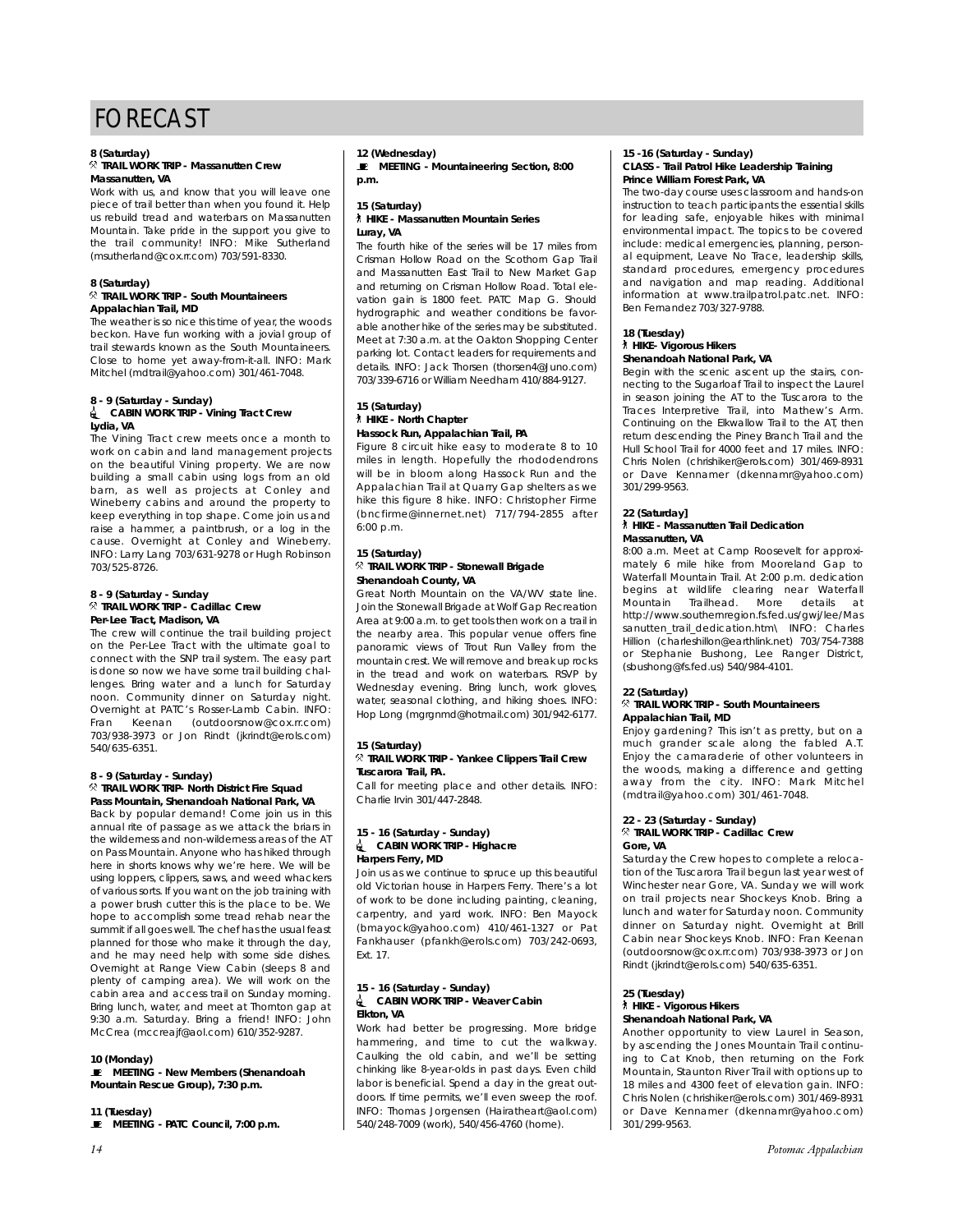# FORECAST

**8 (Saturday)**
**TRAIL WORK TRIP - Massanutten Crew**
**Massanutten, VA**

Work with us, and know that you will leave one piece of trail better than when you found it. Help us rebuild tread and waterbars on Massanutten Mountain. Take pride in the support you give to the trail community! INFO: Mike Sutherland (msutherland@cox.rr.com) 703/591-8330.

**8 (Saturday)**
**TRAIL WORK TRIP - South Mountaineers**
**Appalachian Trail, MD**

The weather is so nice this time of year, the woods beckon. Have fun working with a jovial group of trail stewards known as the South Mountaineers. Close to home yet away-from-it-all. INFO: Mark Mitchel (mdtrail@yahoo.com) 301/461-7048.

**8 - 9 (Saturday - Sunday)**
**CABIN WORK TRIP - Vining Tract Crew**
**Lydia, VA**

The Vining Tract crew meets once a month to work on cabin and land management projects on the beautiful Vining property. We are now building a small cabin using logs from an old barn, as well as projects at Conley and Wineberry cabins and around the property to keep everything in top shape. Come join us and raise a hammer, a paintbrush, or a log in the cause. Overnight at Conley and Wineberry. INFO: Larry Lang 703/631-9278 or Hugh Robinson 703/525-8726.

**8 - 9 (Saturday - Sunday**
**TRAIL WORK TRIP - Cadillac Crew**
**Per-Lee Tract, Madison, VA**

The crew will continue the trail building project on the Per-Lee Tract with the ultimate goal to connect with the SNP trail system. The easy part is done so now we have some trail building challenges. Bring water and a lunch for Saturday noon. Community dinner on Saturday night. Overnight at PATC's Rosser-Lamb Cabin. INFO: Fran Keenan (outdoorsnow@cox.rr.com) 703/938-3973 or Jon Rindt (jkrindt@erols.com) 540/635-6351.

**8 - 9 (Saturday - Sunday)**
**TRAIL WORK TRIP- North District Fire Squad**
**Pass Mountain, Shenandoah National Park, VA**

Back by popular demand! Come join us in this annual rite of passage as we attack the briars in the wilderness and non-wilderness areas of the AT on Pass Mountain. Anyone who has hiked through here in shorts knows why we're here. We will be using loppers, clippers, saws, and weed whackers of various sorts. If you want on the job training with a power brush cutter this is the place to be. We hope to accomplish some tread rehab near the summit if all goes well. The chef has the usual feast planned for those who make it through the day, and he may need help with some side dishes. Overnight at Range View Cabin (sleeps 8 and plenty of camping area). We will work on the cabin area and access trail on Sunday morning. Bring lunch, water, and meet at Thornton gap at 9:30 a.m. Saturday. Bring a friend! INFO: John McCrea (mccreajf@aol.com) 610/352-9287.

**10 (Monday)**
**MEETING - New Members (Shenandoah Mountain Rescue Group), 7:30 p.m.**

**11 (Tuesday)**
**MEETING - PATC Council, 7:00 p.m.**

**12 (Wednesday)**
**MEETING - Mountaineering Section, 8:00 p.m.**

**15 (Saturday)**
**HIKE - Massanutten Mountain Series**
**Luray, VA**

The fourth hike of the series will be 17 miles from Crisman Hollow Road on the Scothorn Gap Trail and Massanutten East Trail to New Market Gap and returning on Crisman Hollow Road. Total elevation gain is 1800 feet. PATC Map G. Should hydrographic and weather conditions be favorable another hike of the series may be substituted. Meet at 7:30 a.m. at the Oakton Shopping Center parking lot. Contact leaders for requirements and details. INFO: Jack Thorsen (thorsen4@Juno.com) 703/339-6716 or William Needham 410/884-9127.

**15 (Saturday)**
**HIKE - North Chapter**
**Hassock Run, Appalachian Trail, PA**

Figure 8 circuit hike easy to moderate 8 to 10 miles in length. Hopefully the rhododendrons will be in bloom along Hassock Run and the Appalachian Trail at Quarry Gap shelters as we hike this figure 8 hike. INFO: Christopher Firme (bncfirme@innernet.net) 717/794-2855 after 6:00 p.m.

**15 (Saturday)**
**TRAIL WORK TRIP - Stonewall Brigade**
**Shenandoah County, VA**

Great North Mountain on the VA/WV state line. Join the Stonewall Brigade at Wolf Gap Recreation Area at 9:00 a.m. to get tools then work on a trail in the nearby area. This popular venue offers fine panoramic views of Trout Run Valley from the mountain crest. We will remove and break up rocks in the tread and work on waterbars. RSVP by Wednesday evening. Bring lunch, work gloves, water, seasonal clothing, and hiking shoes. INFO: Hop Long (mgrgnmd@hotmail.com) 301/942-6177.

**15 (Saturday)**
**TRAIL WORK TRIP - Yankee Clippers Trail Crew**
**Tuscarora Trail, PA.**

Call for meeting place and other details. INFO: Charlie Irvin 301/447-2848.

**15 - 16 (Saturday - Sunday)**
**CABIN WORK TRIP - Highacre**
**Harpers Ferry, MD**

Join us as we continue to spruce up this beautiful old Victorian house in Harpers Ferry. There's a lot of work to be done including painting, cleaning, carpentry, and yard work. INFO: Ben Mayock (bmayock@yahoo.com) 410/461-1327 or Pat Fankhauser (pfankh@erols.com) 703/242-0693, Ext. 17.

**15 - 16 (Saturday - Sunday)**
**CABIN WORK TRIP - Weaver Cabin**
**Elkton, VA**

Work had better be progressing. More bridge hammering, and time to cut the walkway. Caulking the old cabin, and we'll be setting chinking like 8-year-olds in past days. Even child labor is beneficial. Spend a day in the great outdoors. If time permits, we'll even sweep the roof. INFO: Thomas Jorgensen (Hairatheart@aol.com) 540/248-7009 (work), 540/456-4760 (home).

**15 -16 (Saturday - Sunday)**
**CLASS - Trail Patrol Hike Leadership Training**
**Prince William Forest Park, VA**

The two-day course uses classroom and hands-on instruction to teach participants the essential skills for leading safe, enjoyable hikes with minimal environmental impact. The topics to be covered include: medical emergencies, planning, personal equipment, Leave No Trace, leadership skills, standard procedures, emergency procedures and navigation and map reading. Additional information at www.trailpatrol.patc.net. INFO: Ben Fernandez 703/327-9788.

**18 (Tuesday)**
**HIKE- Vigorous Hikers**
**Shenandoah National Park, VA**

Begin with the scenic ascent up the stairs, connecting to the Sugarloaf Trail to inspect the Laurel in season joining the AT to the Tuscarora to the Traces Interpretive Trail, into Mathew's Arm. Continuing on the Elkwallow Trail to the AT, then return descending the Piney Branch Trail and the Hull School Trail for 4000 feet and 17 miles. INFO: Chris Nolen (chrishiker@erols.com) 301/469-8931 or Dave Kennamer (dkennamr@yahoo.com) 301/299-9563.

**22 (Saturday]**
**HIKE - Massanutten Trail Dedication**
**Massanutten, VA**

8:00 a.m. Meet at Camp Roosevelt for approximately 6 mile hike from Mooreland Gap to Waterfall Mountain Trail. At 2:00 p.m. dedication begins at wildlife clearing near Waterfall Mountain Trailhead. More details at http://www.southernregion.fs.fed.us/gwj/lee/Massanutten_trail_dedication.htm\ INFO: Charles Hillion (charleshillon@earthlink.net) 703/754-7388 or Stephanie Bushong, Lee Ranger District, (sbushong@fs.fed.us) 540/984-4101.

**22 (Saturday)**
**TRAIL WORK TRIP - South Mountaineers**
**Appalachian Trail, MD**

Enjoy gardening? This isn't as pretty, but on a much grander scale along the fabled A.T. Enjoy the camaraderie of other volunteers in the woods, making a difference and getting away from the city. INFO: Mark Mitchel (mdtrail@yahoo.com) 301/461-7048.

**22 - 23 (Saturday - Sunday)**
**TRAIL WORK TRIP - Cadillac Crew**
**Gore, VA**

Saturday the Crew hopes to complete a relocation of the Tuscarora Trail begun last year west of Winchester near Gore, VA. Sunday we will work on trail projects near Shockeys Knob. Bring a lunch and water for Saturday noon. Community dinner on Saturday night. Overnight at Brill Cabin near Shockeys Knob. INFO: Fran Keenan (outdoorsnow@cox.rr.com) 703/938-3973 or Jon Rindt (jkrindt@erols.com) 540/635-6351.

**25 (Tuesday)**
**HIKE - Vigorous Hikers**
**Shenandoah National Park, VA**

Another opportunity to view Laurel in Season, by ascending the Jones Mountain Trail continuing to Cat Knob, then returning on the Fork Mountain, Staunton River Trail with options up to 18 miles and 4300 feet of elevation gain. INFO: Chris Nolen (chrishiker@erols.com) 301/469-8931 or Dave Kennamer (dkennamr@yahoo.com) 301/299-9563.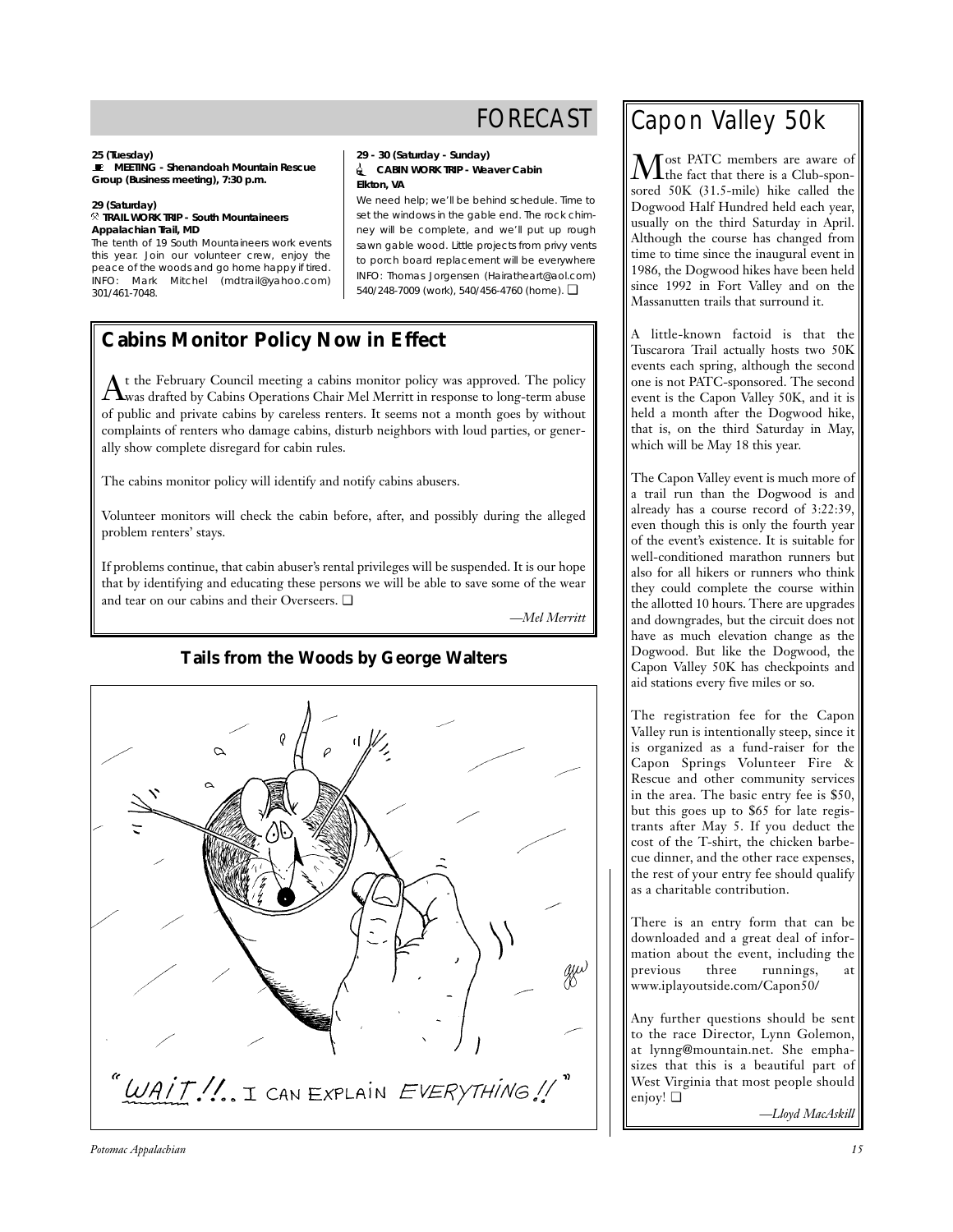## FORECAST

**25 (Tuesday)**
**MEETING - Shenandoah Mountain Rescue Group (Business meeting), 7:30 p.m.**

**29 (Saturday)**
**TRAIL WORK TRIP - South Mountaineers Appalachian Trail, MD**
The tenth of 19 South Mountaineers work events this year. Join our volunteer crew, enjoy the peace of the woods and go home happy if tired. INFO: Mark Mitchel (mdtrail@yahoo.com) 301/461-7048.

**29 - 30 (Saturday - Sunday)**
**CABIN WORK TRIP - Weaver Cabin Elkton, VA**
We need help; we'll be behind schedule. Time to set the windows in the gable end. The rock chimney will be complete, and we'll put up rough sawn gable wood. Little projects from privy vents to porch board replacement will be everywhere INFO: Thomas Jorgensen (Hairatheart@aol.com) 540/248-7009 (work), 540/456-4760 (home). ❑

## Cabins Monitor Policy Now in Effect

At the February Council meeting a cabins monitor policy was approved. The policy was drafted by Cabins Operations Chair Mel Merritt in response to long-term abuse of public and private cabins by careless renters. It seems not a month goes by without complaints of renters who damage cabins, disturb neighbors with loud parties, or generally show complete disregard for cabin rules.

The cabins monitor policy will identify and notify cabins abusers.

Volunteer monitors will check the cabin before, after, and possibly during the alleged problem renters' stays.

If problems continue, that cabin abuser's rental privileges will be suspended. It is our hope that by identifying and educating these persons we will be able to save some of the wear and tear on our cabins and their Overseers. ❑

*—Mel Merritt*

### Tails from the Woods by George Walters

"WAIT!!.. I CAN EXPLAIN EVERYTHING!!"

## Capon Valley 50k

Most PATC members are aware of the fact that there is a Club-sponsored 50K (31.5-mile) hike called the Dogwood Half Hundred held each year, usually on the third Saturday in April. Although the course has changed from time to time since the inaugural event in 1986, the Dogwood hikes have been held since 1992 in Fort Valley and on the Massanutten trails that surround it.

A little-known factoid is that the Tuscarora Trail actually hosts two 50K events each spring, although the second one is not PATC-sponsored. The second event is the Capon Valley 50K, and it is held a month after the Dogwood hike, that is, on the third Saturday in May, which will be May 18 this year.

The Capon Valley event is much more of a trail run than the Dogwood is and already has a course record of 3:22:39, even though this is only the fourth year of the event's existence. It is suitable for well-conditioned marathon runners but also for all hikers or runners who think they could complete the course within the allotted 10 hours. There are upgrades and downgrades, but the circuit does not have as much elevation change as the Dogwood. But like the Dogwood, the Capon Valley 50K has checkpoints and aid stations every five miles or so.

The registration fee for the Capon Valley run is intentionally steep, since it is organized as a fund-raiser for the Capon Springs Volunteer Fire & Rescue and other community services in the area. The basic entry fee is $50, but this goes up to $65 for late registrants after May 5. If you deduct the cost of the T-shirt, the chicken barbecue dinner, and the other race expenses, the rest of your entry fee should qualify as a charitable contribution.

There is an entry form that can be downloaded and a great deal of information about the event, including the previous three runnings, at www.iplayoutside.com/Capon50/

Any further questions should be sent to the race Director, Lynn Golemon, at lynng@mountain.net. She emphasizes that this is a beautiful part of West Virginia that most people should enjoy! ❑

*—Lloyd MacAskill*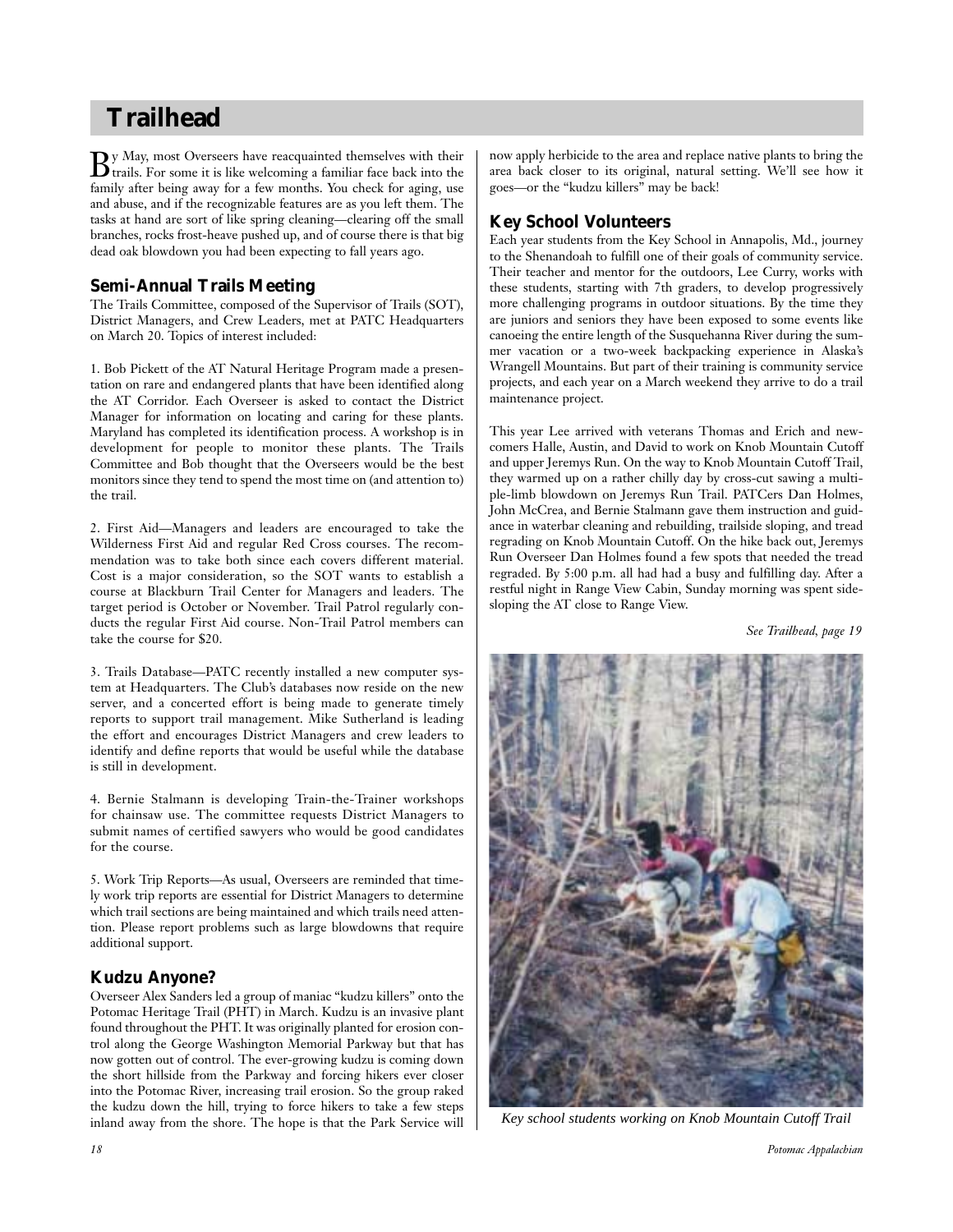# Trailhead

By May, most Overseers have reacquainted themselves with their trails. For some it is like welcoming a familiar face back into the family after being away for a few months. You check for aging, use and abuse, and if the recognizable features are as you left them. The tasks at hand are sort of like spring cleaning—clearing off the small branches, rocks frost-heave pushed up, and of course there is that big dead oak blowdown you had been expecting to fall years ago.

## Semi-Annual Trails Meeting

The Trails Committee, composed of the Supervisor of Trails (SOT), District Managers, and Crew Leaders, met at PATC Headquarters on March 20. Topics of interest included:

1. Bob Pickett of the AT Natural Heritage Program made a presentation on rare and endangered plants that have been identified along the AT Corridor. Each Overseer is asked to contact the District Manager for information on locating and caring for these plants. Maryland has completed its identification process. A workshop is in development for people to monitor these plants. The Trails Committee and Bob thought that the Overseers would be the best monitors since they tend to spend the most time on (and attention to) the trail.

2. First Aid—Managers and leaders are encouraged to take the Wilderness First Aid and regular Red Cross courses. The recommendation was to take both since each covers different material. Cost is a major consideration, so the SOT wants to establish a course at Blackburn Trail Center for Managers and leaders. The target period is October or November. Trail Patrol regularly conducts the regular First Aid course. Non-Trail Patrol members can take the course for $20.

3. Trails Database—PATC recently installed a new computer system at Headquarters. The Club's databases now reside on the new server, and a concerted effort is being made to generate timely reports to support trail management. Mike Sutherland is leading the effort and encourages District Managers and crew leaders to identify and define reports that would be useful while the database is still in development.

4. Bernie Stalmann is developing Train-the-Trainer workshops for chainsaw use. The committee requests District Managers to submit names of certified sawyers who would be good candidates for the course.

5. Work Trip Reports—As usual, Overseers are reminded that timely work trip reports are essential for District Managers to determine which trail sections are being maintained and which trails need attention. Please report problems such as large blowdowns that require additional support.

## Kudzu Anyone?

Overseer Alex Sanders led a group of maniac "kudzu killers" onto the Potomac Heritage Trail (PHT) in March. Kudzu is an invasive plant found throughout the PHT. It was originally planted for erosion control along the George Washington Memorial Parkway but that has now gotten out of control. The ever-growing kudzu is coming down the short hillside from the Parkway and forcing hikers ever closer into the Potomac River, increasing trail erosion. So the group raked the kudzu down the hill, trying to force hikers to take a few steps inland away from the shore. The hope is that the Park Service will now apply herbicide to the area and replace native plants to bring the area back closer to its original, natural setting. We'll see how it goes—or the "kudzu killers" may be back!

## Key School Volunteers

Each year students from the Key School in Annapolis, Md., journey to the Shenandoah to fulfill one of their goals of community service. Their teacher and mentor for the outdoors, Lee Curry, works with these students, starting with 7th graders, to develop progressively more challenging programs in outdoor situations. By the time they are juniors and seniors they have been exposed to some events like canoeing the entire length of the Susquehanna River during the summer vacation or a two-week backpacking experience in Alaska's Wrangell Mountains. But part of their training is community service projects, and each year on a March weekend they arrive to do a trail maintenance project.

This year Lee arrived with veterans Thomas and Erich and newcomers Halle, Austin, and David to work on Knob Mountain Cutoff and upper Jeremys Run. On the way to Knob Mountain Cutoff Trail, they warmed up on a rather chilly day by cross-cut sawing a multiple-limb blowdown on Jeremys Run Trail. PATCers Dan Holmes, John McCrea, and Bernie Stalmann gave them instruction and guidance in waterbar cleaning and rebuilding, trailside sloping, and tread regrading on Knob Mountain Cutoff. On the hike back out, Jeremys Run Overseer Dan Holmes found a few spots that needed the tread regraded. By 5:00 p.m. all had had a busy and fulfilling day. After a restful night in Range View Cabin, Sunday morning was spent sidesloping the AT close to Range View.

*See Trailhead, page 19*

*Key school students working on Knob Mountain Cutoff Trail*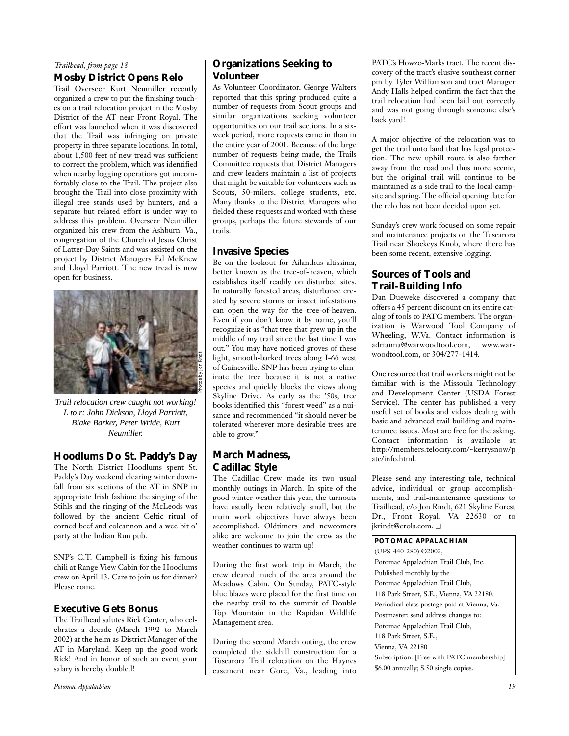*Trailhead, from page 18*

## Mosby District Opens Relo

Trail Overseer Kurt Neumiller recently organized a crew to put the finishing touches on a trail relocation project in the Mosby District of the AT near Front Royal. The effort was launched when it was discovered that the Trail was infringing on private property in three separate locations. In total, about 1,500 feet of new tread was sufficient to correct the problem, which was identified when nearby logging operations got uncomfortably close to the Trail. The project also brought the Trail into close proximity with illegal tree stands used by hunters, and a separate but related effort is under way to address this problem. Overseer Neumiller organized his crew from the Ashburn, Va., congregation of the Church of Jesus Christ of Latter-Day Saints and was assisted on the project by District Managers Ed McKnew and Lloyd Parriott. The new tread is now open for business.

Photos by Jon Rindt

*Trail relocation crew caught not working! L to r: John Dickson, Lloyd Parriott, Blake Barker, Peter Wride, Kurt Neumiller.*

## Hoodlums Do St. Paddy's Day

The North District Hoodlums spent St. Paddy's Day weekend clearing winter downfall from six sections of the AT in SNP in appropriate Irish fashion: the singing of the Stihls and the ringing of the McLeods was followed by the ancient Celtic ritual of corned beef and colcannon and a wee bit o' party at the Indian Run pub.

SNP's C.T. Campbell is fixing his famous chili at Range View Cabin for the Hoodlums crew on April 13. Care to join us for dinner? Please come.

## Executive Gets Bonus

The Trailhead salutes Rick Canter, who celebrates a decade (March 1992 to March 2002) at the helm as District Manager of the AT in Maryland. Keep up the good work Rick! And in honor of such an event your salary is hereby doubled!

## Organizations Seeking to Volunteer

As Volunteer Coordinator, George Walters reported that this spring produced quite a number of requests from Scout groups and similar organizations seeking volunteer opportunities on our trail sections. In a six-week period, more requests came in than in the entire year of 2001. Because of the large number of requests being made, the Trails Committee requests that District Managers and crew leaders maintain a list of projects that might be suitable for volunteers such as Scouts, 50-milers, college students, etc. Many thanks to the District Managers who fielded these requests and worked with these groups, perhaps the future stewards of our trails.

## Invasive Species

Be on the lookout for Ailanthus altissima, better known as the tree-of-heaven, which establishes itself readily on disturbed sites. In naturally forested areas, disturbance created by severe storms or insect infestations can open the way for the tree-of-heaven. Even if you don't know it by name, you'll recognize it as "that tree that grew up in the middle of my trail since the last time I was out." You may have noticed groves of these light, smooth-barked trees along I-66 west of Gainesville. SNP has been trying to eliminate the tree because it is not a native species and quickly blocks the views along Skyline Drive. As early as the '50s, tree books identified this "forest weed" as a nuisance and recommended "it should never be tolerated wherever more desirable trees are able to grow."

## March Madness, Cadillac Style

The Cadillac Crew made its two usual monthly outings in March. In spite of the good winter weather this year, the turnouts have usually been relatively small, but the main work objectives have always been accomplished. Oldtimers and newcomers alike are welcome to join the crew as the weather continues to warm up!

During the first work trip in March, the crew cleared much of the area around the Meadows Cabin. On Sunday, PATC-style blue blazes were placed for the first time on the nearby trail to the summit of Double Top Mountain in the Rapidan Wildlife Management area.

During the second March outing, the crew completed the sidehill construction for a Tuscarora Trail relocation on the Haynes easement near Gore, Va., leading into PATC's Howze-Marks tract. The recent discovery of the tract's elusive southeast corner pin by Tyler Williamson and tract Manager Andy Halls helped confirm the fact that the trail relocation had been laid out correctly and was not going through someone else's back yard!

A major objective of the relocation was to get the trail onto land that has legal protection. The new uphill route is also farther away from the road and thus more scenic, but the original trail will continue to be maintained as a side trail to the local campsite and spring. The official opening date for the relo has not been decided upon yet.

Sunday's crew work focused on some repair and maintenance projects on the Tuscarora Trail near Shockeys Knob, where there has been some recent, extensive logging.

## Sources of Tools and Trail-Building Info

Dan Dueweke discovered a company that offers a 45 percent discount on its entire catalog of tools to PATC members. The organization is Warwood Tool Company of Wheeling, W.Va. Contact information is adrianna@warwoodtool.com, www.warwoodtool.com, or 304/277-1414.

One resource that trail workers might not be familiar with is the Missoula Technology and Development Center (USDA Forest Service). The center has published a very useful set of books and videos dealing with basic and advanced trail building and maintenance issues. Most are free for the asking. Contact information is available at http://members.telocity.com/~kerrysnow/patc/info.html.

Please send any interesting tale, technical advice, individual or group accomplishments, and trail-maintenance questions to Trailhead, c/o Jon Rindt, 621 Skyline Forest Dr., Front Royal, VA 22630 or to jkrindt@erols.com. ❑

**POTOMAC APPALACHIAN**
(UPS-440-280) ©2002,
Potomac Appalachian Trail Club, Inc.
Published monthly by the
Potomac Appalachian Trail Club,
118 Park Street, S.E., Vienna, VA 22180.
Periodical class postage paid at Vienna, Va.
Postmaster: send address changes to:
Potomac Appalachian Trail Club,
118 Park Street, S.E.,
Vienna, VA 22180
Subscription: [Free with PATC membership]
$6.00 annually; $.50 single copies.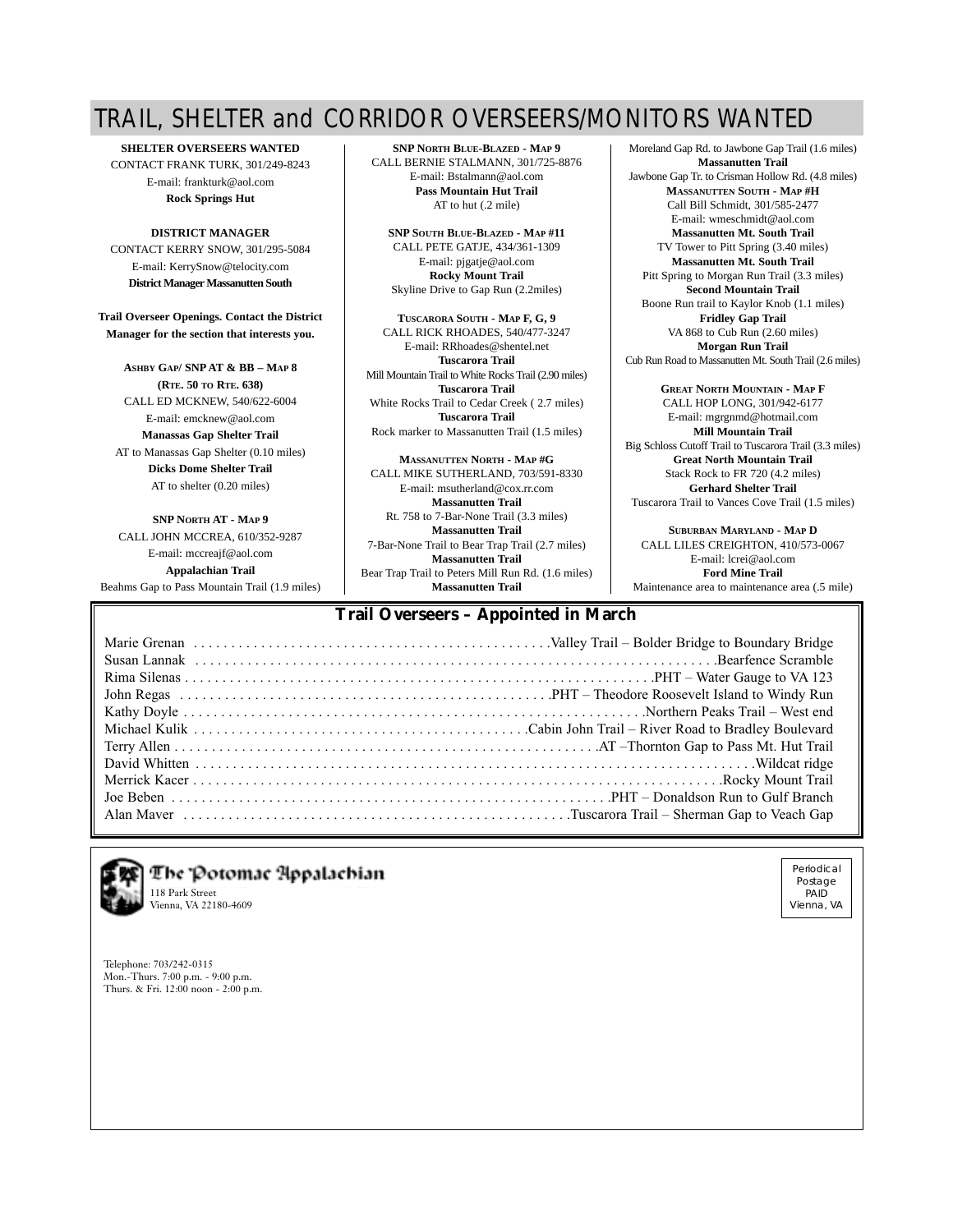# TRAIL, SHELTER and CORRIDOR OVERSEERS/MONITORS WANTED

**SHELTER OVERSEERS WANTED**
CONTACT FRANK TURK, 301/249-8243
E-mail: frankturk@aol.com
**Rock Springs Hut**

**DISTRICT MANAGER**
CONTACT KERRY SNOW, 301/295-5084
E-mail: KerrySnow@telocity.com
**District Manager Massanutten South**

**Trail Overseer Openings. Contact the District Manager for the section that interests you.**

**ASHBY GAP/ SNP AT & BB – MAP 8 (RTE. 50 TO RTE. 638)**
CALL ED MCKNEW, 540/622-6004
E-mail: emcknew@aol.com
**Manassas Gap Shelter Trail**
AT to Manassas Gap Shelter (0.10 miles)
**Dicks Dome Shelter Trail**
AT to shelter (0.20 miles)

**SNP NORTH AT - MAP 9**
CALL JOHN MCCREA, 610/352-9287
E-mail: mccreajf@aol.com
**Appalachian Trail**
Beahms Gap to Pass Mountain Trail (1.9 miles)

**SNP NORTH BLUE-BLAZED - MAP 9**
CALL BERNIE STALMANN, 301/725-8876
E-mail: Bstalmann@aol.com
**Pass Mountain Hut Trail**
AT to hut (.2 mile)

**SNP SOUTH BLUE-BLAZED - MAP #11**
CALL PETE GATJE, 434/361-1309
E-mail: pjgatje@aol.com
**Rocky Mount Trail**
Skyline Drive to Gap Run (2.2miles)

**TUSCARORA SOUTH - MAP F, G, 9**
CALL RICK RHOADES, 540/477-3247
E-mail: RRhoades@shentel.net
**Tuscarora Trail**
Mill Mountain Trail to White Rocks Trail (2.90 miles)
**Tuscarora Trail**
White Rocks Trail to Cedar Creek ( 2.7 miles)
**Tuscarora Trail**
Rock marker to Massanutten Trail (1.5 miles)

**MASSANUTTEN NORTH - MAP #G**
CALL MIKE SUTHERLAND, 703/591-8330
E-mail: msutherland@cox.rr.com
**Massanutten Trail**
Rt. 758 to 7-Bar-None Trail (3.3 miles)
**Massanutten Trail**
7-Bar-None Trail to Bear Trap Trail (2.7 miles)
**Massanutten Trail**
Bear Trap Trail to Peters Mill Run Rd. (1.6 miles)
**Massanutten Trail**
Moreland Gap Rd. to Jawbone Gap Trail (1.6 miles)
**Massanutten Trail**
Jawbone Gap Tr. to Crisman Hollow Rd. (4.8 miles)

**MASSANUTTEN SOUTH - MAP #H**
Call Bill Schmidt, 301/585-2477
E-mail: wmeschmidt@aol.com
**Massanutten Mt. South Trail**
TV Tower to Pitt Spring (3.40 miles)
**Massanutten Mt. South Trail**
Pitt Spring to Morgan Run Trail (3.3 miles)
**Second Mountain Trail**
Boone Run trail to Kaylor Knob (1.1 miles)
**Fridley Gap Trail**
VA 868 to Cub Run (2.60 miles)
**Morgan Run Trail**
Cub Run Road to Massanutten Mt. South Trail (2.6 miles)

**GREAT NORTH MOUNTAIN - MAP F**
CALL HOP LONG, 301/942-6177
E-mail: mgrgnmd@hotmail.com
**Mill Mountain Trail**
Big Schloss Cutoff Trail to Tuscarora Trail (3.3 miles)
**Great North Mountain Trail**
Stack Rock to FR 720 (4.2 miles)
**Gerhard Shelter Trail**
Tuscarora Trail to Vances Cove Trail (1.5 miles)

**SUBURBAN MARYLAND - MAP D**
CALL LILES CREIGHTON, 410/573-0067
E-mail: lcrei@aol.com
**Ford Mine Trail**
Maintenance area to maintenance area (.5 mile)

## Trail Overseers – Appointed in March

| | |
|---|---|
| Marie Grenan | Valley Trail – Bolder Bridge to Boundary Bridge |
| Susan Lannak | Bearfence Scramble |
| Rima Silenas | PHT – Water Gauge to VA 123 |
| John Regas | PHT – Theodore Roosevelt Island to Windy Run |
| Kathy Doyle | Northern Peaks Trail – West end |
| Michael Kulik | Cabin John Trail – River Road to Bradley Boulevard |
| Terry Allen | AT –Thornton Gap to Pass Mt. Hut Trail |
| David Whitten | Wildcat ridge |
| Merrick Kacer | Rocky Mount Trail |
| Joe Beben | PHT – Donaldson Run to Gulf Branch |
| Alan Maver | Tuscarora Trail – Sherman Gap to Veach Gap |

The Potomac Appalachian
118 Park Street
Vienna, VA 22180-4609

Periodical
Postage
PAID
Vienna, VA

Telephone: 703/242-0315
Mon.-Thurs. 7:00 p.m. - 9:00 p.m.
Thurs. & Fri. 12:00 noon - 2:00 p.m.